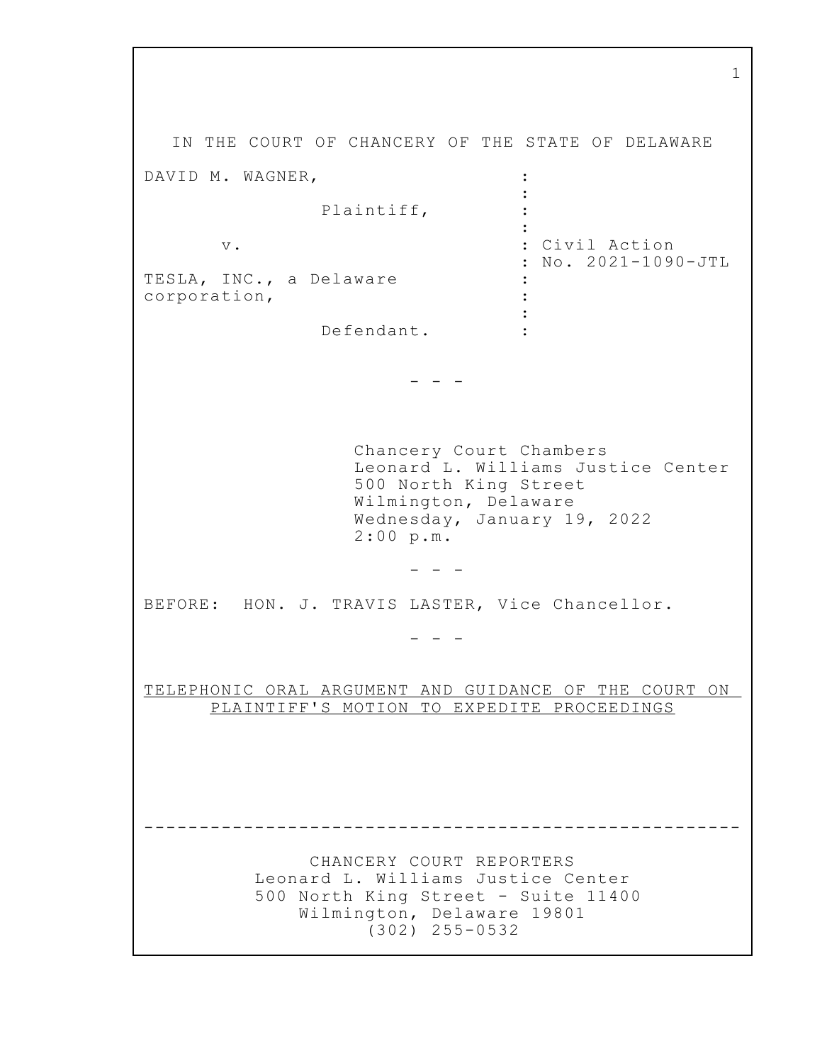IN THE COURT OF CHANCERY OF THE STATE OF DELAWARE

DAVID M. WAGNER,

Plaintiff,

v.

TESLA, INC., a Delaware corporation,

Defendant.

: Civil Action No. 2021-1090-JTL

- - -

Chancery Court Chambers
Leonard L. Williams Justice Center
500 North King Street
Wilmington, Delaware
Wednesday, January 19, 2022
2:00 p.m.

- - -

BEFORE: HON. J. TRAVIS LASTER, Vice Chancellor.

- - -

TELEPHONIC ORAL ARGUMENT AND GUIDANCE OF THE COURT ON PLAINTIFF'S MOTION TO EXPEDITE PROCEEDINGS

---

CHANCERY COURT REPORTERS
Leonard L. Williams Justice Center
500 North King Street - Suite 11400
Wilmington, Delaware 19801
(302) 255-0532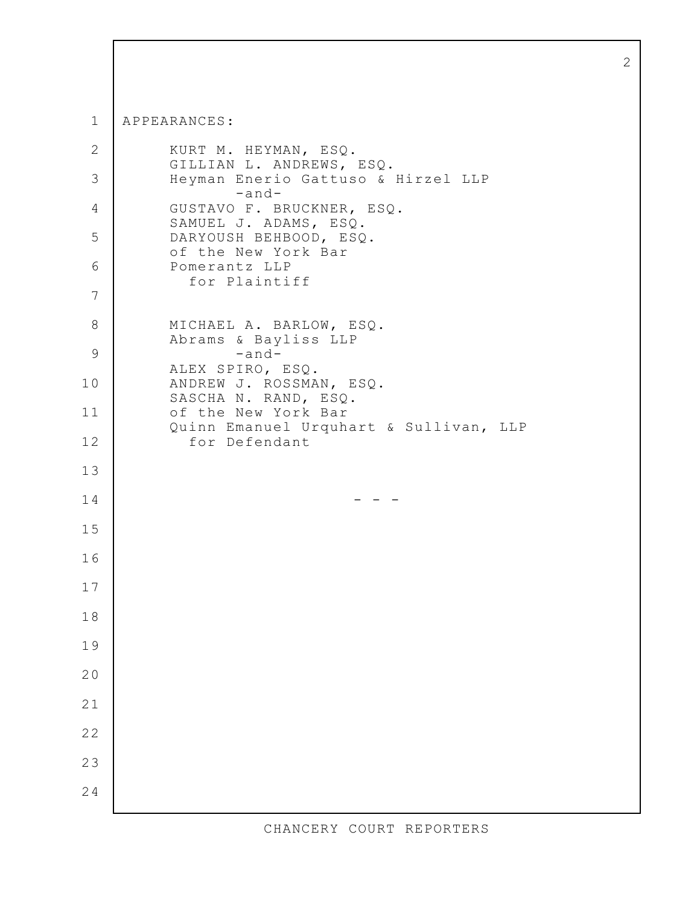APPEARANCES:

KURT M. HEYMAN, ESQ.
GILLIAN L. ANDREWS, ESQ.
Heyman Enerio Gattuso & Hirzel LLP
-and-
GUSTAVO F. BRUCKNER, ESQ.
SAMUEL J. ADAMS, ESQ.
DARYOUSH BEHBOOD, ESQ.
of the New York Bar
Pomerantz LLP
for Plaintiff

MICHAEL A. BARLOW, ESQ.
Abrams & Bayliss LLP
-and-
ALEX SPIRO, ESQ.
ANDREW J. ROSSMAN, ESQ.
SASCHA N. RAND, ESQ.
of the New York Bar
Quinn Emanuel Urquhart & Sullivan, LLP
for Defendant

\- - -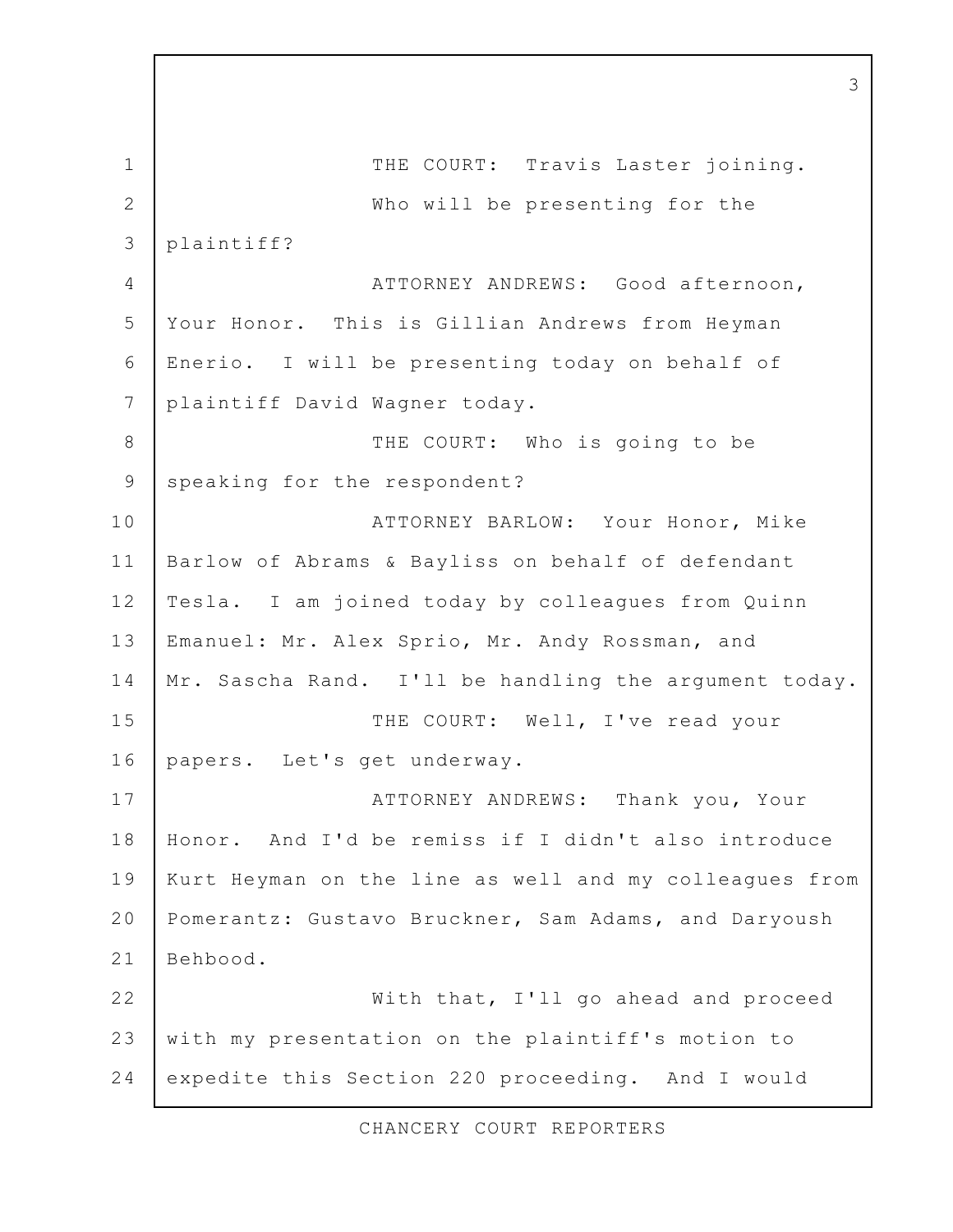THE COURT: Travis Laster joining.

Who will be presenting for the plaintiff?

ATTORNEY ANDREWS: Good afternoon, Your Honor. This is Gillian Andrews from Heyman Enerio. I will be presenting today on behalf of plaintiff David Wagner today.

THE COURT: Who is going to be speaking for the respondent?

ATTORNEY BARLOW: Your Honor, Mike Barlow of Abrams & Bayliss on behalf of defendant Tesla. I am joined today by colleagues from Quinn Emanuel: Mr. Alex Sprio, Mr. Andy Rossman, and Mr. Sascha Rand. I'll be handling the argument today.

THE COURT: Well, I've read your papers. Let's get underway.

ATTORNEY ANDREWS: Thank you, Your Honor. And I'd be remiss if I didn't also introduce Kurt Heyman on the line as well and my colleagues from Pomerantz: Gustavo Bruckner, Sam Adams, and Daryoush Behbood.

With that, I'll go ahead and proceed with my presentation on the plaintiff's motion to expedite this Section 220 proceeding. And I would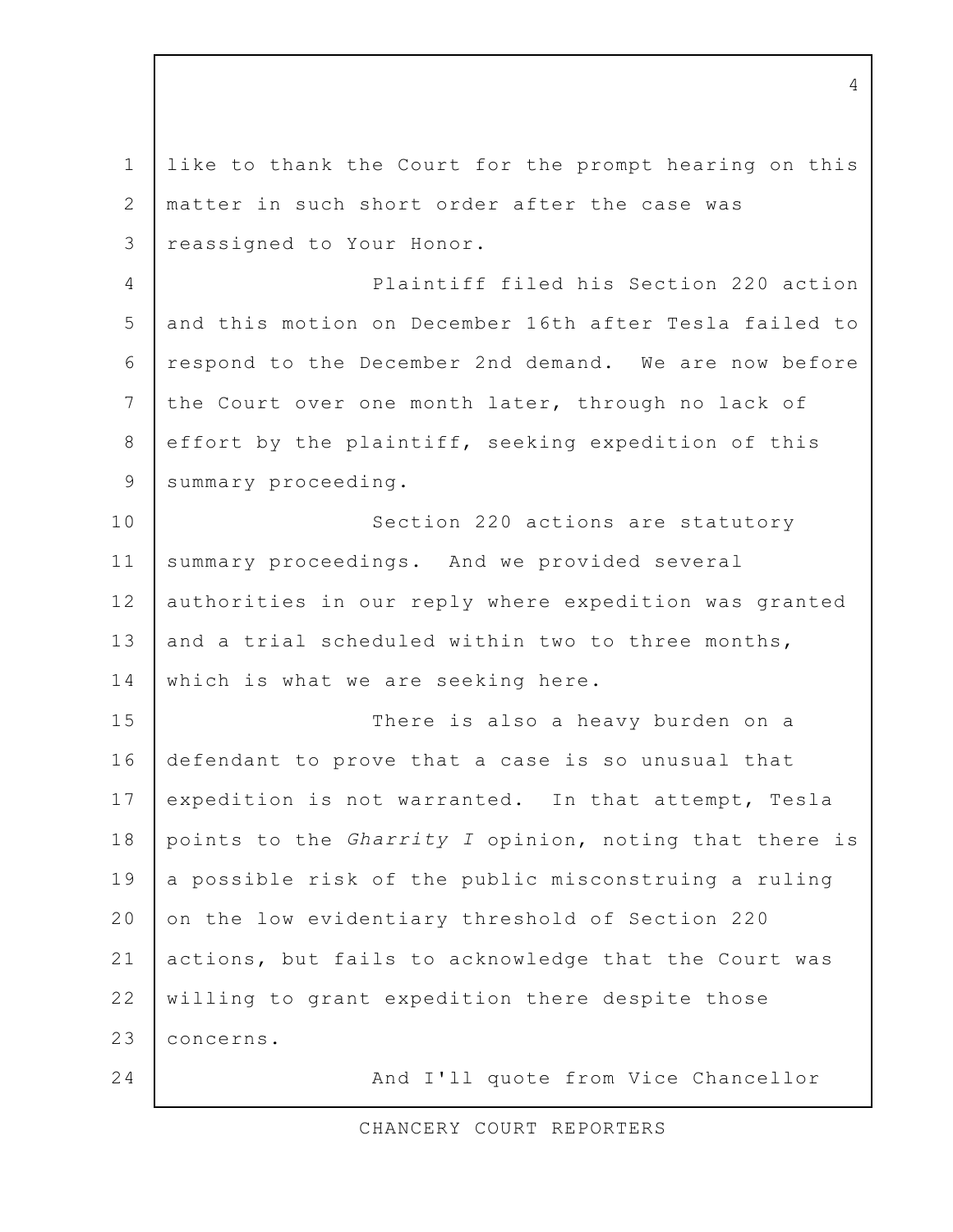like to thank the Court for the prompt hearing on this matter in such short order after the case was reassigned to Your Honor.

Plaintiff filed his Section 220 action and this motion on December 16th after Tesla failed to respond to the December 2nd demand. We are now before the Court over one month later, through no lack of effort by the plaintiff, seeking expedition of this summary proceeding.

Section 220 actions are statutory summary proceedings. And we provided several authorities in our reply where expedition was granted and a trial scheduled within two to three months, which is what we are seeking here.

There is also a heavy burden on a defendant to prove that a case is so unusual that expedition is not warranted. In that attempt, Tesla points to the *Gharrity I* opinion, noting that there is a possible risk of the public misconstruing a ruling on the low evidentiary threshold of Section 220 actions, but fails to acknowledge that the Court was willing to grant expedition there despite those concerns.

And I'll quote from Vice Chancellor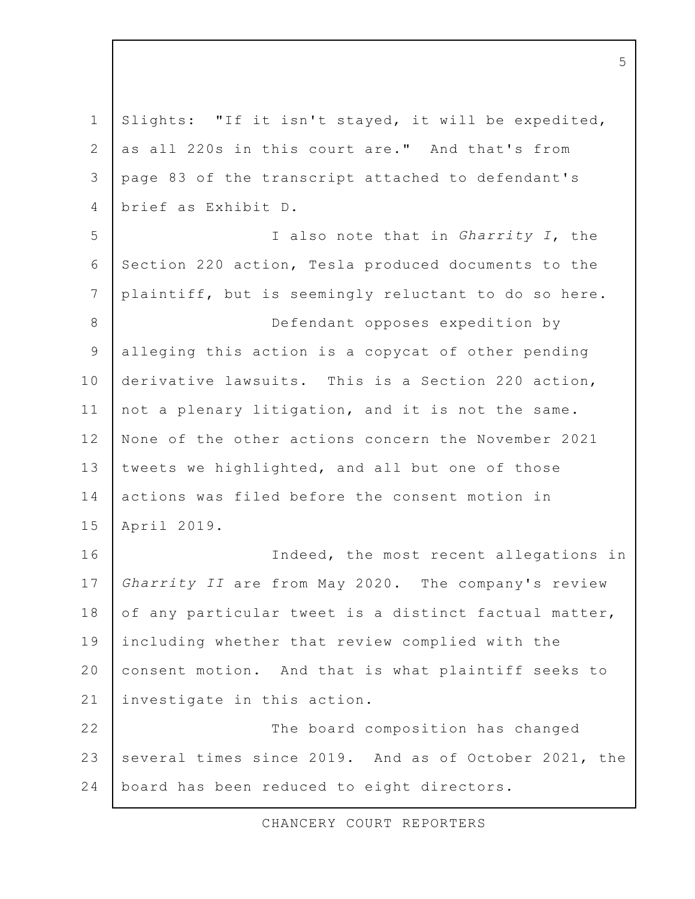Slights: "If it isn't stayed, it will be expedited, as all 220s in this court are." And that's from page 83 of the transcript attached to defendant's brief as Exhibit D.

I also note that in *Gharrity I*, the Section 220 action, Tesla produced documents to the plaintiff, but is seemingly reluctant to do so here.

Defendant opposes expedition by alleging this action is a copycat of other pending derivative lawsuits. This is a Section 220 action, not a plenary litigation, and it is not the same. None of the other actions concern the November 2021 tweets we highlighted, and all but one of those actions was filed before the consent motion in April 2019.

Indeed, the most recent allegations in *Gharrity II* are from May 2020. The company's review of any particular tweet is a distinct factual matter, including whether that review complied with the consent motion. And that is what plaintiff seeks to investigate in this action.

The board composition has changed several times since 2019. And as of October 2021, the board has been reduced to eight directors.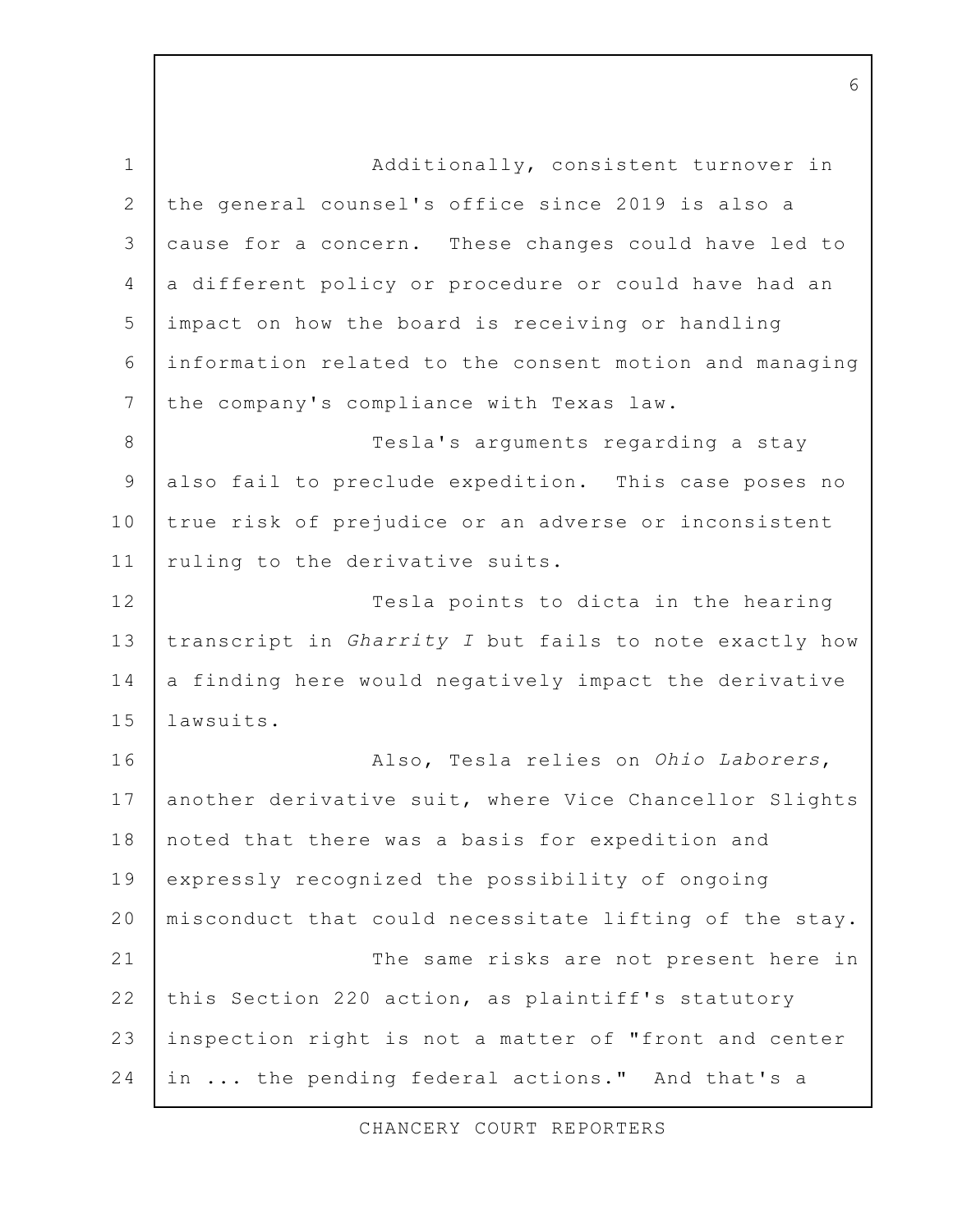Additionally, consistent turnover in the general counsel's office since 2019 is also a cause for a concern. These changes could have led to a different policy or procedure or could have had an impact on how the board is receiving or handling information related to the consent motion and managing the company's compliance with Texas law.

Tesla's arguments regarding a stay also fail to preclude expedition. This case poses no true risk of prejudice or an adverse or inconsistent ruling to the derivative suits.

Tesla points to dicta in the hearing transcript in *Gharrity I* but fails to note exactly how a finding here would negatively impact the derivative lawsuits.

Also, Tesla relies on *Ohio Laborers*, another derivative suit, where Vice Chancellor Slights noted that there was a basis for expedition and expressly recognized the possibility of ongoing misconduct that could necessitate lifting of the stay.

The same risks are not present here in this Section 220 action, as plaintiff's statutory inspection right is not a matter of "front and center in ... the pending federal actions." And that's a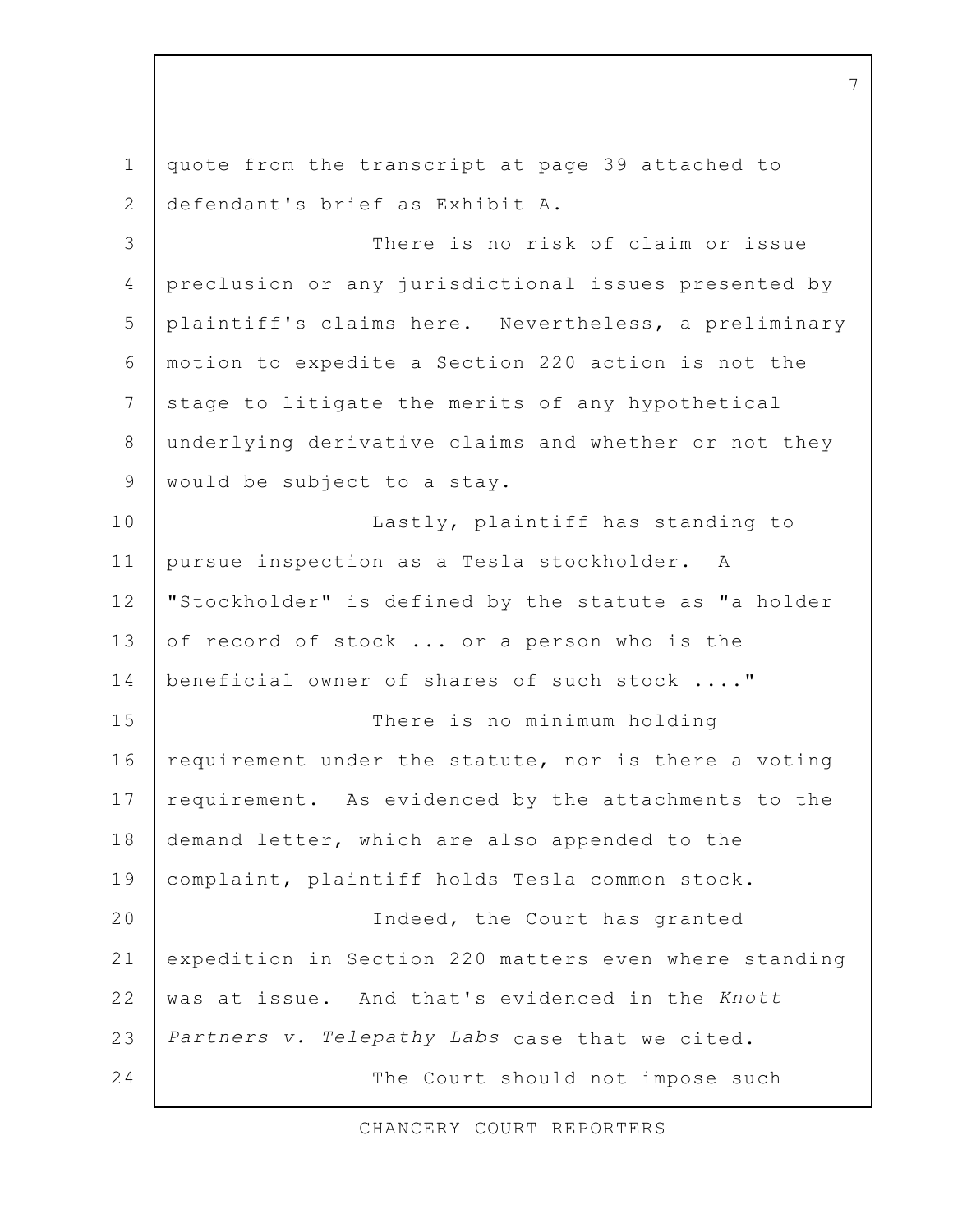quote from the transcript at page 39 attached to defendant's brief as Exhibit A.

There is no risk of claim or issue preclusion or any jurisdictional issues presented by plaintiff's claims here. Nevertheless, a preliminary motion to expedite a Section 220 action is not the stage to litigate the merits of any hypothetical underlying derivative claims and whether or not they would be subject to a stay.

Lastly, plaintiff has standing to pursue inspection as a Tesla stockholder. A "Stockholder" is defined by the statute as "a holder of record of stock ... or a person who is the beneficial owner of shares of such stock ...."

There is no minimum holding requirement under the statute, nor is there a voting requirement. As evidenced by the attachments to the demand letter, which are also appended to the complaint, plaintiff holds Tesla common stock.

Indeed, the Court has granted expedition in Section 220 matters even where standing was at issue. And that's evidenced in the *Knott Partners v. Telepathy Labs* case that we cited.

The Court should not impose such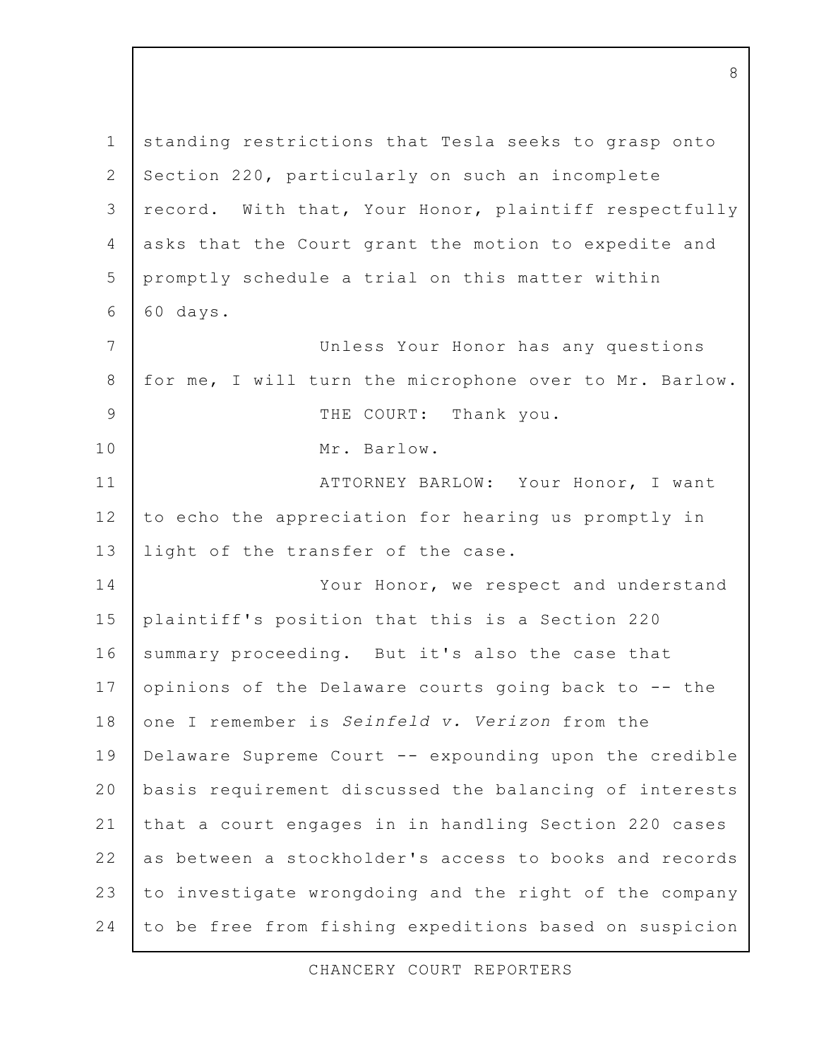standing restrictions that Tesla seeks to grasp onto Section 220, particularly on such an incomplete record. With that, Your Honor, plaintiff respectfully asks that the Court grant the motion to expedite and promptly schedule a trial on this matter within 60 days.

Unless Your Honor has any questions for me, I will turn the microphone over to Mr. Barlow.

THE COURT: Thank you.

Mr. Barlow.

ATTORNEY BARLOW: Your Honor, I want to echo the appreciation for hearing us promptly in light of the transfer of the case.

Your Honor, we respect and understand plaintiff's position that this is a Section 220 summary proceeding. But it's also the case that opinions of the Delaware courts going back to -- the one I remember is *Seinfeld v. Verizon* from the Delaware Supreme Court -- expounding upon the credible basis requirement discussed the balancing of interests that a court engages in in handling Section 220 cases as between a stockholder's access to books and records to investigate wrongdoing and the right of the company to be free from fishing expeditions based on suspicion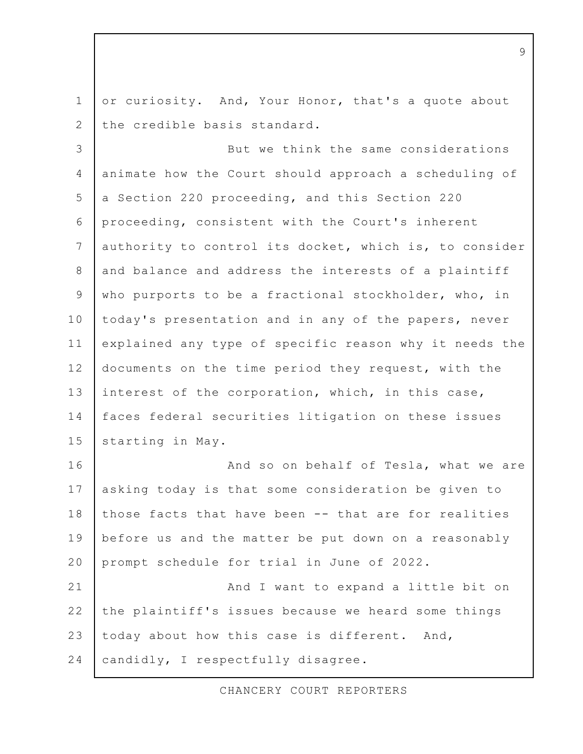or curiosity. And, Your Honor, that's a quote about the credible basis standard.

But we think the same considerations animate how the Court should approach a scheduling of a Section 220 proceeding, and this Section 220 proceeding, consistent with the Court's inherent authority to control its docket, which is, to consider and balance and address the interests of a plaintiff who purports to be a fractional stockholder, who, in today's presentation and in any of the papers, never explained any type of specific reason why it needs the documents on the time period they request, with the interest of the corporation, which, in this case, faces federal securities litigation on these issues starting in May.

And so on behalf of Tesla, what we are asking today is that some consideration be given to those facts that have been -- that are for realities before us and the matter be put down on a reasonably prompt schedule for trial in June of 2022.

And I want to expand a little bit on the plaintiff's issues because we heard some things today about how this case is different. And, candidly, I respectfully disagree.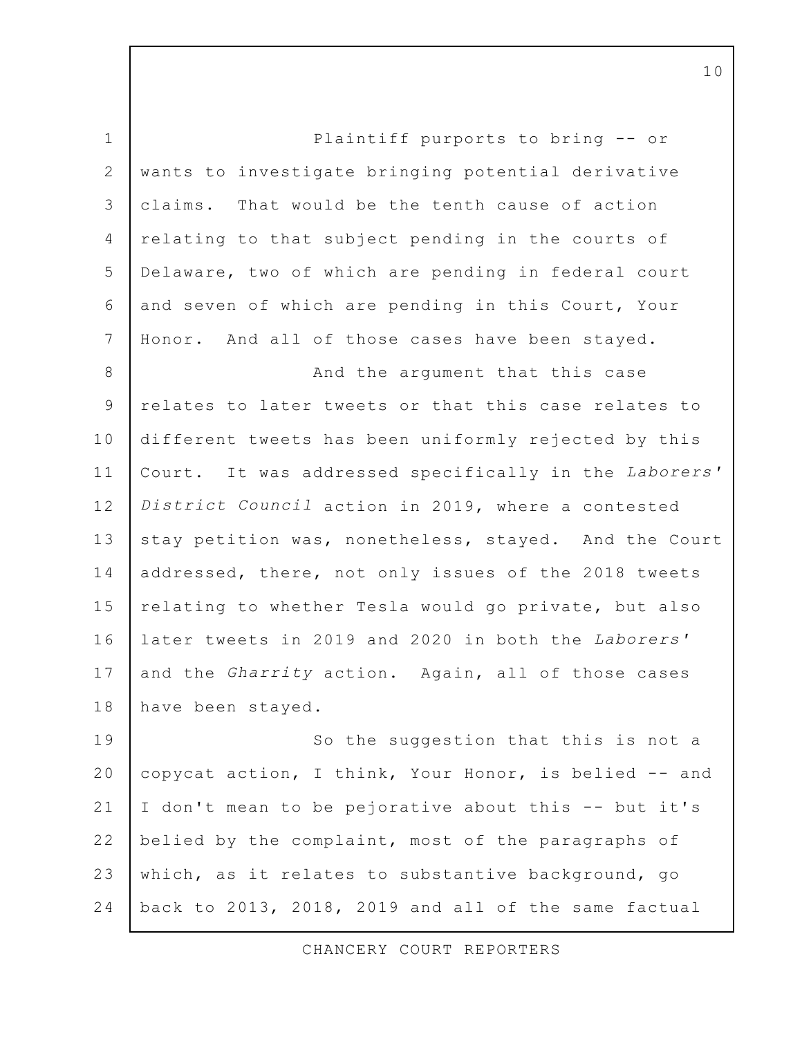Plaintiff purports to bring -- or wants to investigate bringing potential derivative claims. That would be the tenth cause of action relating to that subject pending in the courts of Delaware, two of which are pending in federal court and seven of which are pending in this Court, Your Honor. And all of those cases have been stayed.

And the argument that this case relates to later tweets or that this case relates to different tweets has been uniformly rejected by this Court. It was addressed specifically in the *Laborers' District Council* action in 2019, where a contested stay petition was, nonetheless, stayed. And the Court addressed, there, not only issues of the 2018 tweets relating to whether Tesla would go private, but also later tweets in 2019 and 2020 in both the *Laborers'* and the *Gharrity* action. Again, all of those cases have been stayed.

So the suggestion that this is not a copycat action, I think, Your Honor, is belied -- and I don't mean to be pejorative about this -- but it's belied by the complaint, most of the paragraphs of which, as it relates to substantive background, go back to 2013, 2018, 2019 and all of the same factual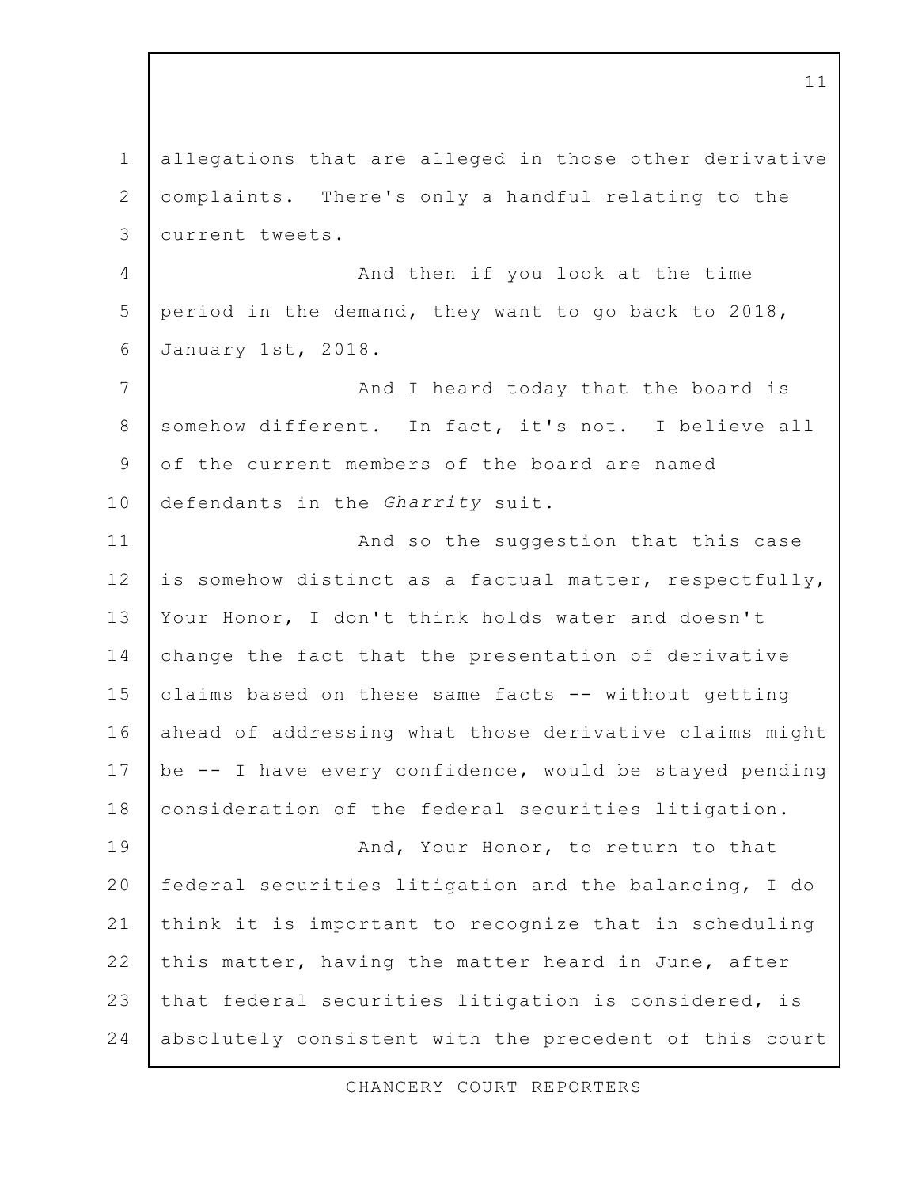allegations that are alleged in those other derivative complaints. There's only a handful relating to the current tweets.

And then if you look at the time period in the demand, they want to go back to 2018, January 1st, 2018.

And I heard today that the board is somehow different. In fact, it's not. I believe all of the current members of the board are named defendants in the *Gharrity* suit.

And so the suggestion that this case is somehow distinct as a factual matter, respectfully, Your Honor, I don't think holds water and doesn't change the fact that the presentation of derivative claims based on these same facts -- without getting ahead of addressing what those derivative claims might be -- I have every confidence, would be stayed pending consideration of the federal securities litigation.

And, Your Honor, to return to that federal securities litigation and the balancing, I do think it is important to recognize that in scheduling this matter, having the matter heard in June, after that federal securities litigation is considered, is absolutely consistent with the precedent of this court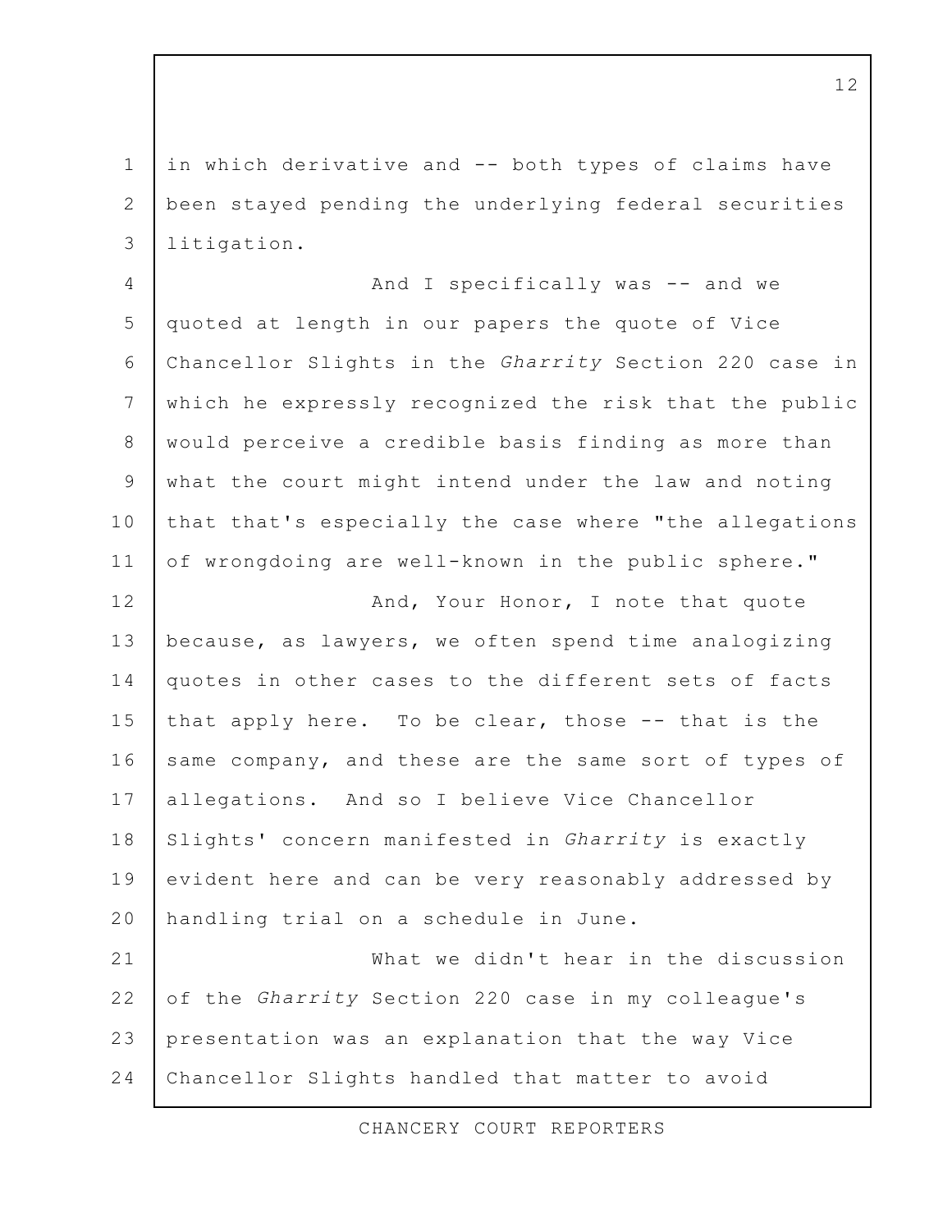in which derivative and -- both types of claims have been stayed pending the underlying federal securities litigation.

And I specifically was -- and we quoted at length in our papers the quote of Vice Chancellor Slights in the *Gharrity* Section 220 case in which he expressly recognized the risk that the public would perceive a credible basis finding as more than what the court might intend under the law and noting that that's especially the case where "the allegations of wrongdoing are well-known in the public sphere."

And, Your Honor, I note that quote because, as lawyers, we often spend time analogizing quotes in other cases to the different sets of facts that apply here. To be clear, those -- that is the same company, and these are the same sort of types of allegations. And so I believe Vice Chancellor Slights' concern manifested in *Gharrity* is exactly evident here and can be very reasonably addressed by handling trial on a schedule in June.

What we didn't hear in the discussion of the *Gharrity* Section 220 case in my colleague's presentation was an explanation that the way Vice Chancellor Slights handled that matter to avoid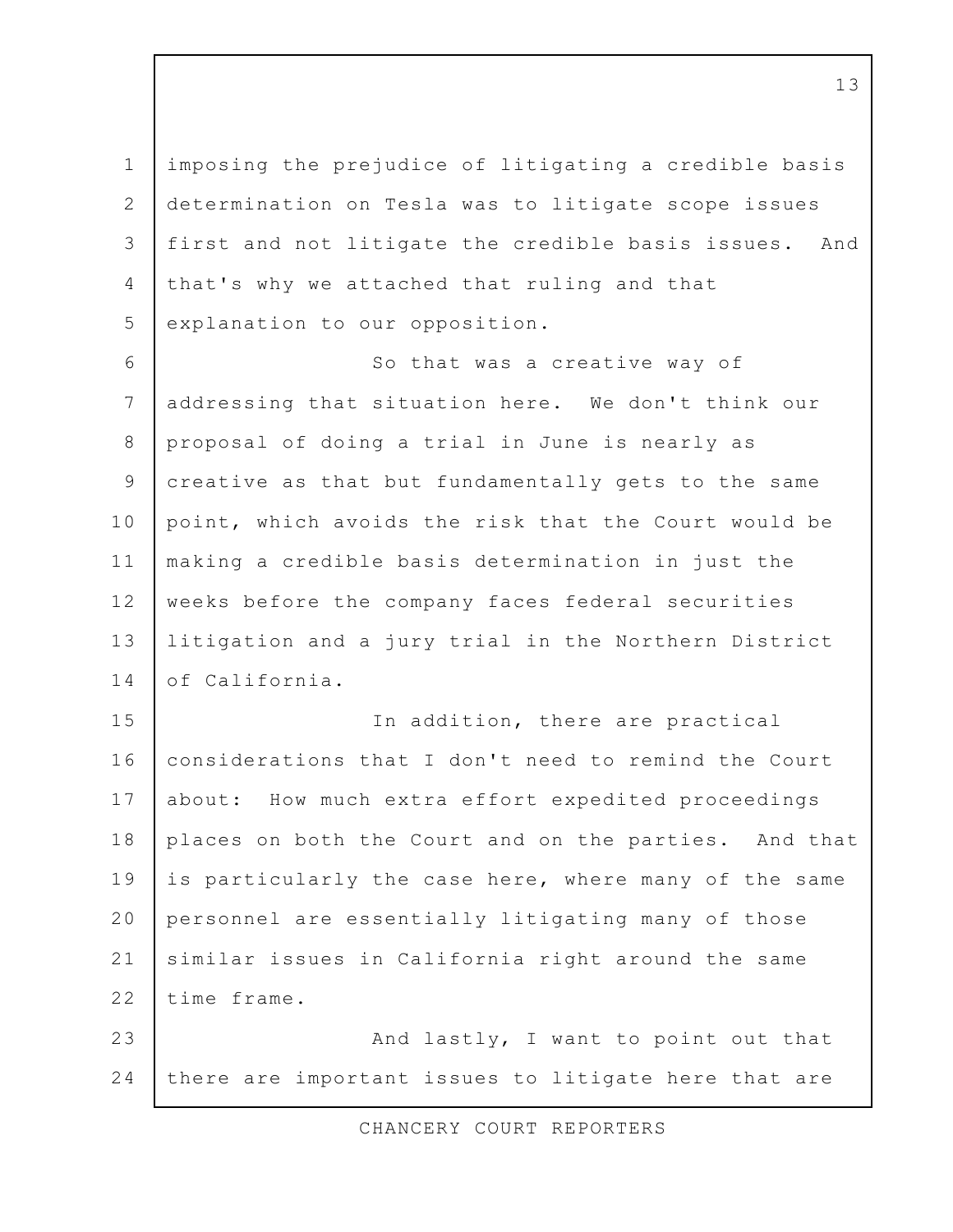imposing the prejudice of litigating a credible basis determination on Tesla was to litigate scope issues first and not litigate the credible basis issues. And that's why we attached that ruling and that explanation to our opposition.

So that was a creative way of addressing that situation here. We don't think our proposal of doing a trial in June is nearly as creative as that but fundamentally gets to the same point, which avoids the risk that the Court would be making a credible basis determination in just the weeks before the company faces federal securities litigation and a jury trial in the Northern District of California.

In addition, there are practical considerations that I don't need to remind the Court about: How much extra effort expedited proceedings places on both the Court and on the parties. And that is particularly the case here, where many of the same personnel are essentially litigating many of those similar issues in California right around the same time frame.

And lastly, I want to point out that there are important issues to litigate here that are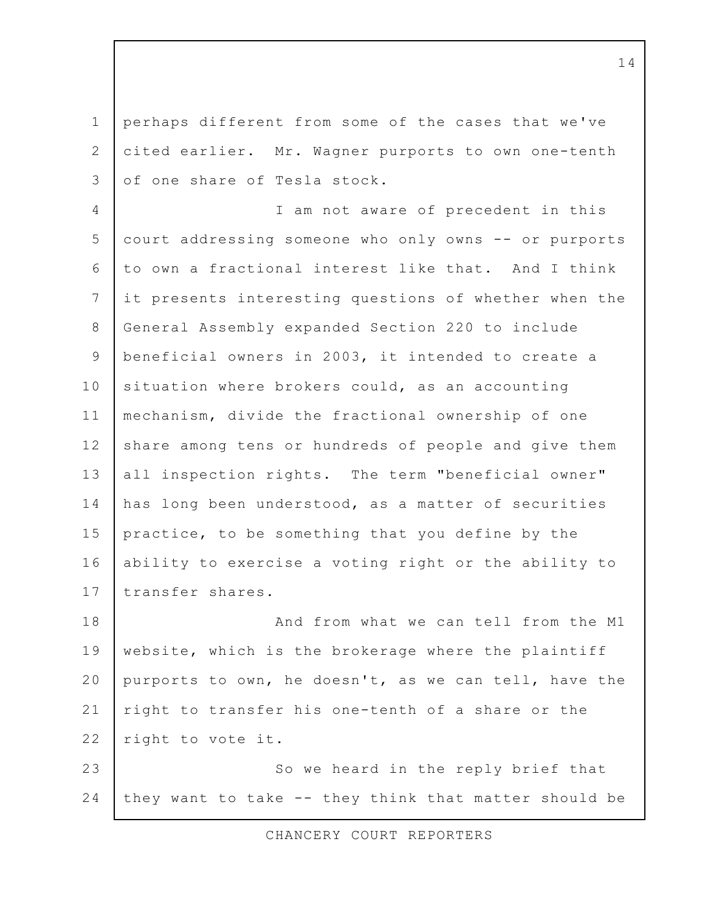perhaps different from some of the cases that we've cited earlier. Mr. Wagner purports to own one-tenth of one share of Tesla stock.

I am not aware of precedent in this court addressing someone who only owns -- or purports to own a fractional interest like that. And I think it presents interesting questions of whether when the General Assembly expanded Section 220 to include beneficial owners in 2003, it intended to create a situation where brokers could, as an accounting mechanism, divide the fractional ownership of one share among tens or hundreds of people and give them all inspection rights. The term "beneficial owner" has long been understood, as a matter of securities practice, to be something that you define by the ability to exercise a voting right or the ability to transfer shares.

And from what we can tell from the M1 website, which is the brokerage where the plaintiff purports to own, he doesn't, as we can tell, have the right to transfer his one-tenth of a share or the right to vote it.

So we heard in the reply brief that they want to take -- they think that matter should be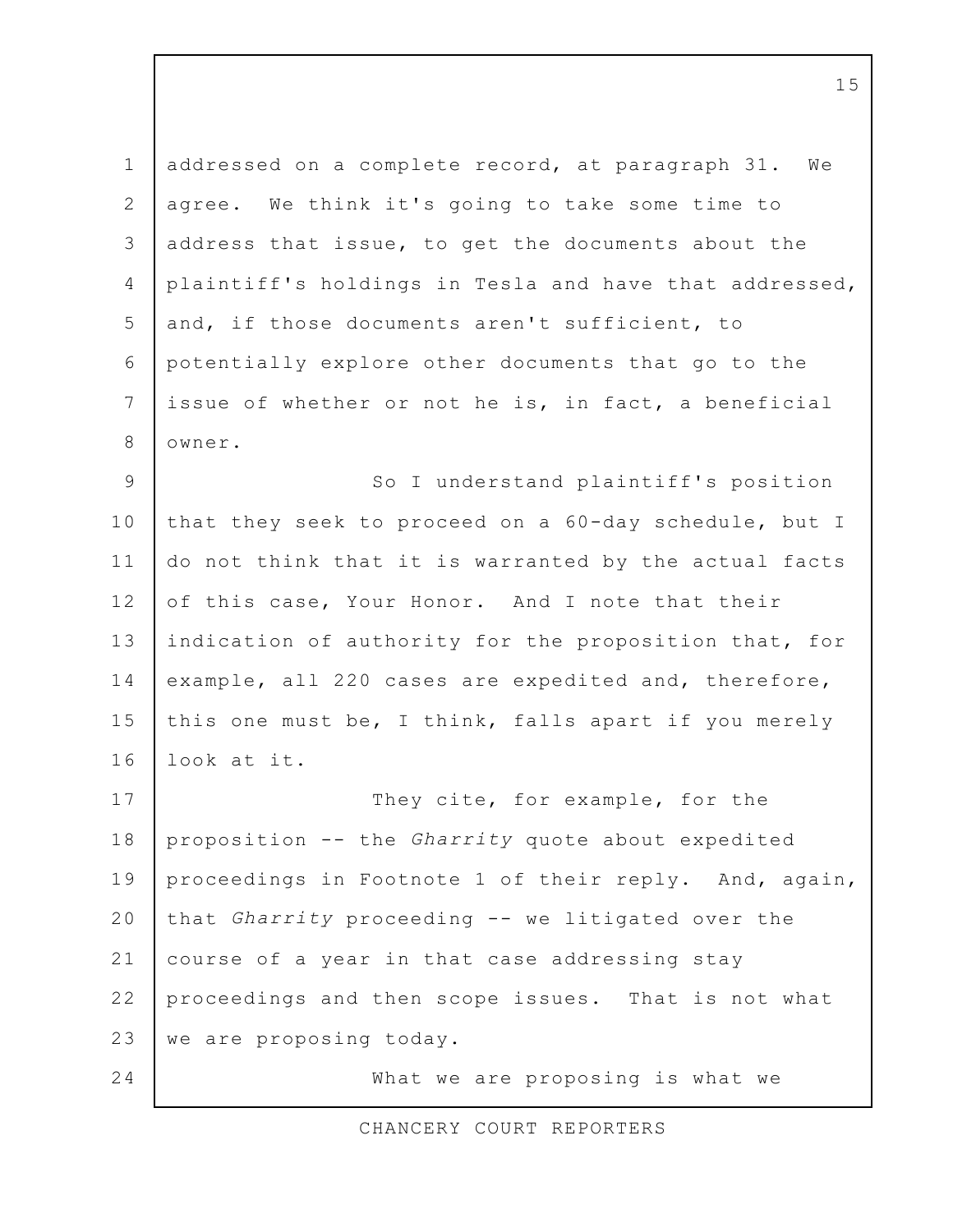addressed on a complete record, at paragraph 31. We agree. We think it's going to take some time to address that issue, to get the documents about the plaintiff's holdings in Tesla and have that addressed, and, if those documents aren't sufficient, to potentially explore other documents that go to the issue of whether or not he is, in fact, a beneficial owner.

So I understand plaintiff's position that they seek to proceed on a 60-day schedule, but I do not think that it is warranted by the actual facts of this case, Your Honor. And I note that their indication of authority for the proposition that, for example, all 220 cases are expedited and, therefore, this one must be, I think, falls apart if you merely look at it.

They cite, for example, for the proposition -- the *Gharrity* quote about expedited proceedings in Footnote 1 of their reply. And, again, that *Gharrity* proceeding -- we litigated over the course of a year in that case addressing stay proceedings and then scope issues. That is not what we are proposing today.

What we are proposing is what we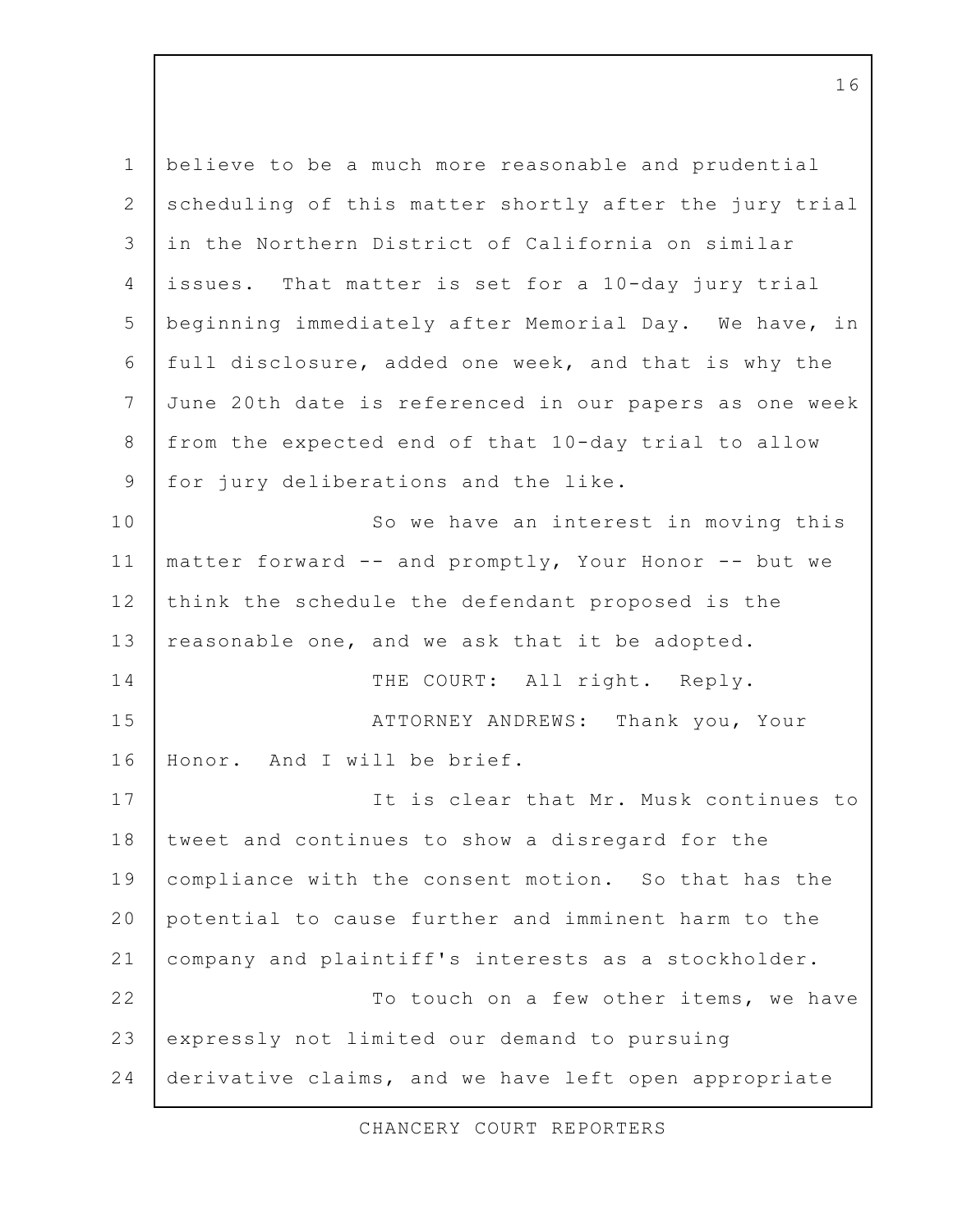believe to be a much more reasonable and prudential scheduling of this matter shortly after the jury trial in the Northern District of California on similar issues. That matter is set for a 10-day jury trial beginning immediately after Memorial Day. We have, in full disclosure, added one week, and that is why the June 20th date is referenced in our papers as one week from the expected end of that 10-day trial to allow for jury deliberations and the like.

So we have an interest in moving this matter forward -- and promptly, Your Honor -- but we think the schedule the defendant proposed is the reasonable one, and we ask that it be adopted.

THE COURT: All right. Reply.

ATTORNEY ANDREWS: Thank you, Your Honor. And I will be brief.

It is clear that Mr. Musk continues to tweet and continues to show a disregard for the compliance with the consent motion. So that has the potential to cause further and imminent harm to the company and plaintiff's interests as a stockholder.

To touch on a few other items, we have expressly not limited our demand to pursuing derivative claims, and we have left open appropriate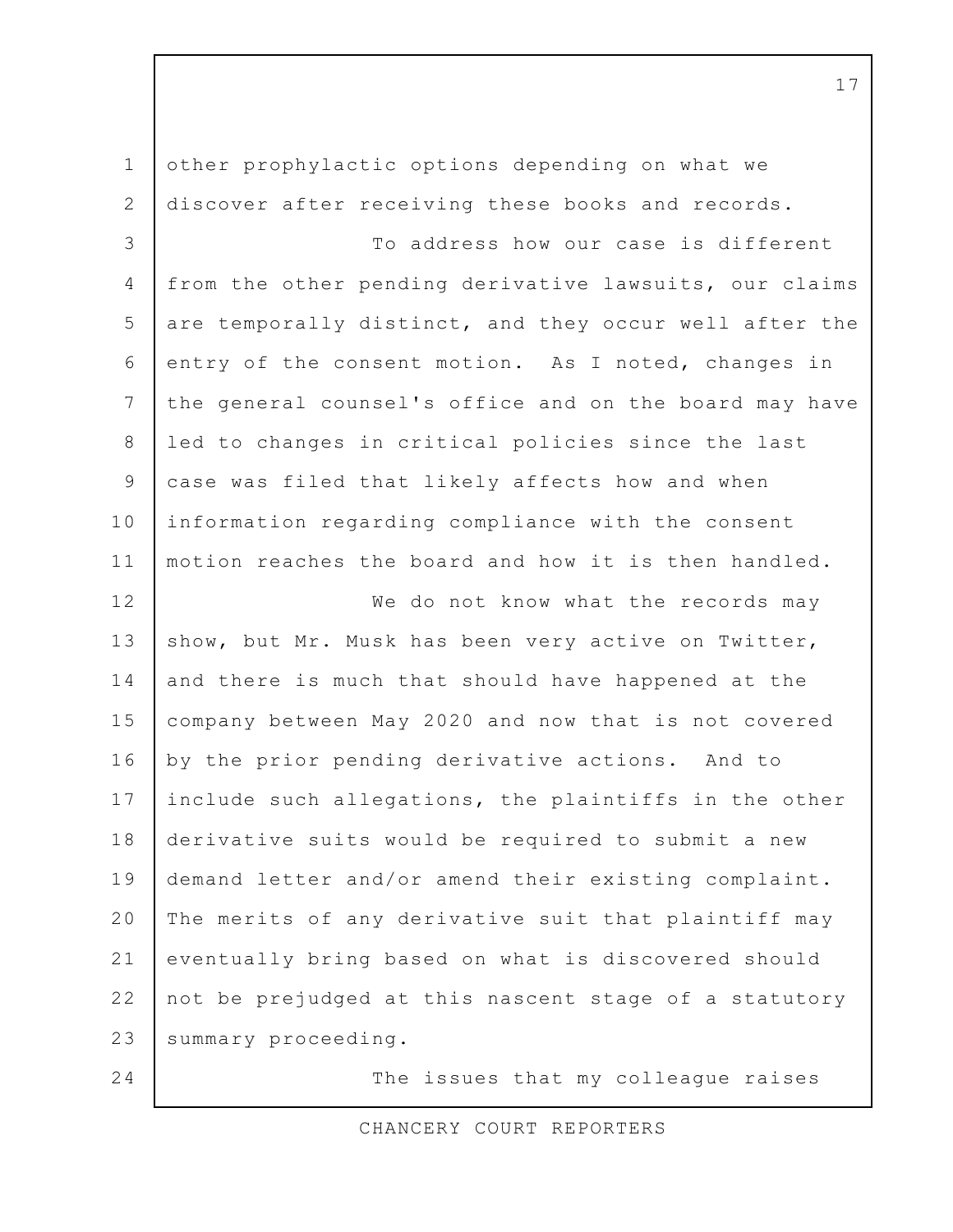other prophylactic options depending on what we discover after receiving these books and records.

To address how our case is different from the other pending derivative lawsuits, our claims are temporally distinct, and they occur well after the entry of the consent motion. As I noted, changes in the general counsel's office and on the board may have led to changes in critical policies since the last case was filed that likely affects how and when information regarding compliance with the consent motion reaches the board and how it is then handled.

We do not know what the records may show, but Mr. Musk has been very active on Twitter, and there is much that should have happened at the company between May 2020 and now that is not covered by the prior pending derivative actions. And to include such allegations, the plaintiffs in the other derivative suits would be required to submit a new demand letter and/or amend their existing complaint. The merits of any derivative suit that plaintiff may eventually bring based on what is discovered should not be prejudged at this nascent stage of a statutory summary proceeding.

The issues that my colleague raises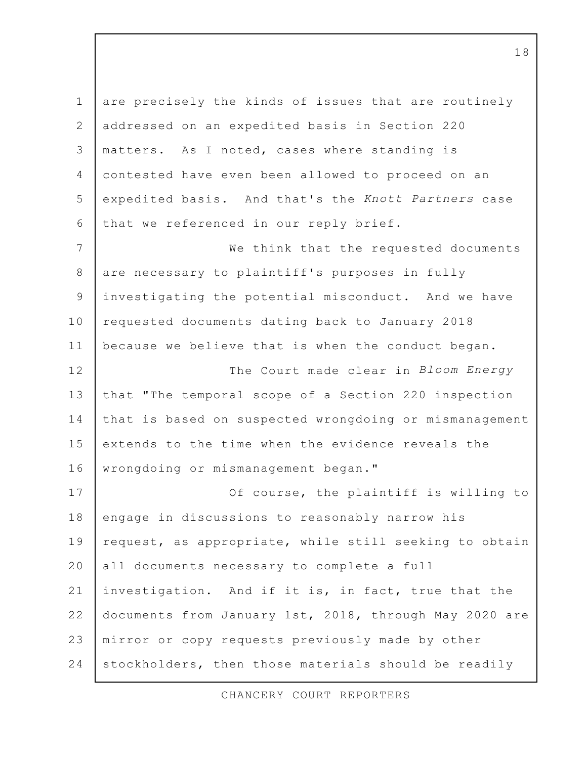are precisely the kinds of issues that are routinely addressed on an expedited basis in Section 220 matters. As I noted, cases where standing is contested have even been allowed to proceed on an expedited basis. And that's the *Knott Partners* case that we referenced in our reply brief.

We think that the requested documents are necessary to plaintiff's purposes in fully investigating the potential misconduct. And we have requested documents dating back to January 2018 because we believe that is when the conduct began.

The Court made clear in *Bloom Energy* that "The temporal scope of a Section 220 inspection that is based on suspected wrongdoing or mismanagement extends to the time when the evidence reveals the wrongdoing or mismanagement began."

Of course, the plaintiff is willing to engage in discussions to reasonably narrow his request, as appropriate, while still seeking to obtain all documents necessary to complete a full investigation. And if it is, in fact, true that the documents from January 1st, 2018, through May 2020 are mirror or copy requests previously made by other stockholders, then those materials should be readily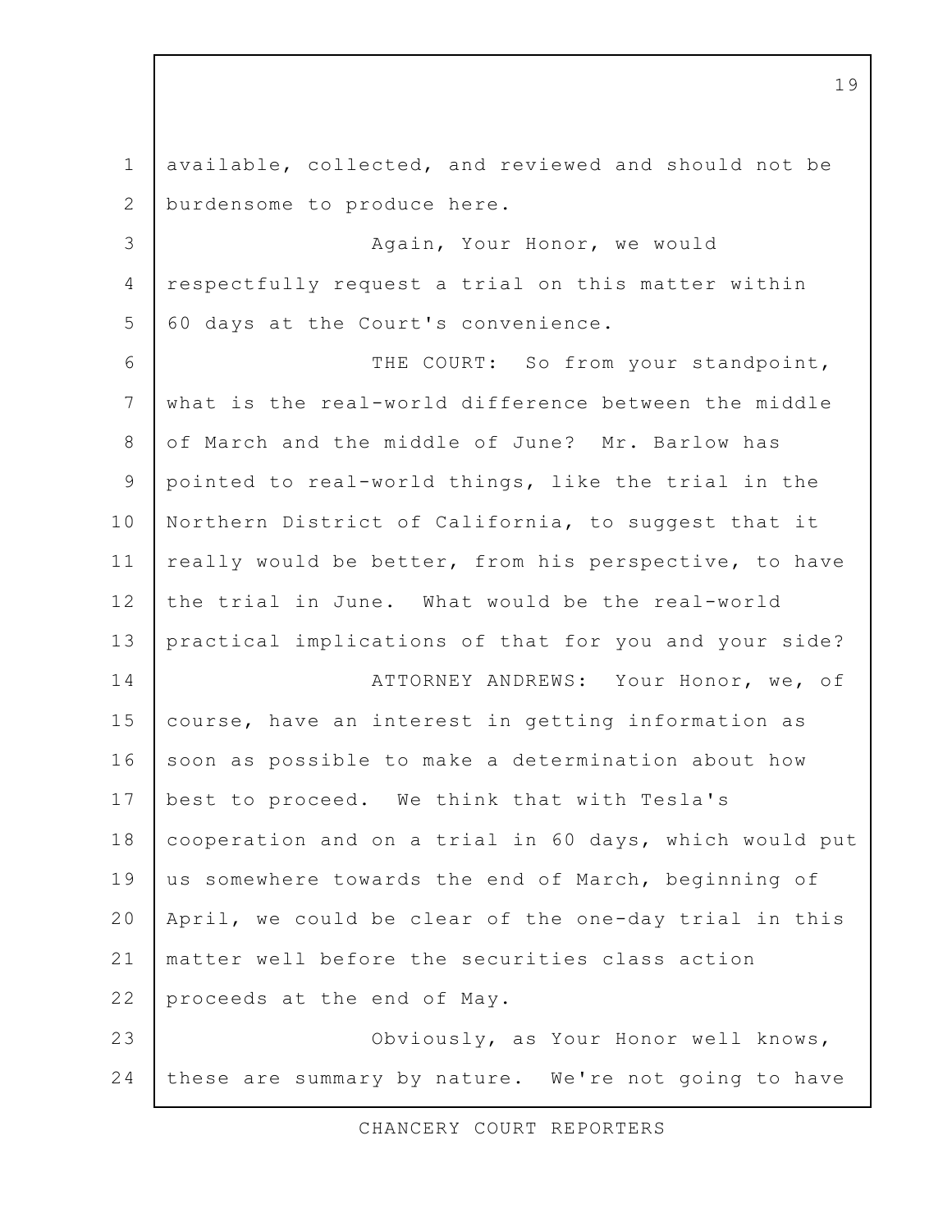available, collected, and reviewed and should not be burdensome to produce here.

Again, Your Honor, we would respectfully request a trial on this matter within 60 days at the Court's convenience.

THE COURT: So from your standpoint, what is the real-world difference between the middle of March and the middle of June? Mr. Barlow has pointed to real-world things, like the trial in the Northern District of California, to suggest that it really would be better, from his perspective, to have the trial in June. What would be the real-world practical implications of that for you and your side?

ATTORNEY ANDREWS: Your Honor, we, of course, have an interest in getting information as soon as possible to make a determination about how best to proceed. We think that with Tesla's cooperation and on a trial in 60 days, which would put us somewhere towards the end of March, beginning of April, we could be clear of the one-day trial in this matter well before the securities class action proceeds at the end of May.

Obviously, as Your Honor well knows, these are summary by nature. We're not going to have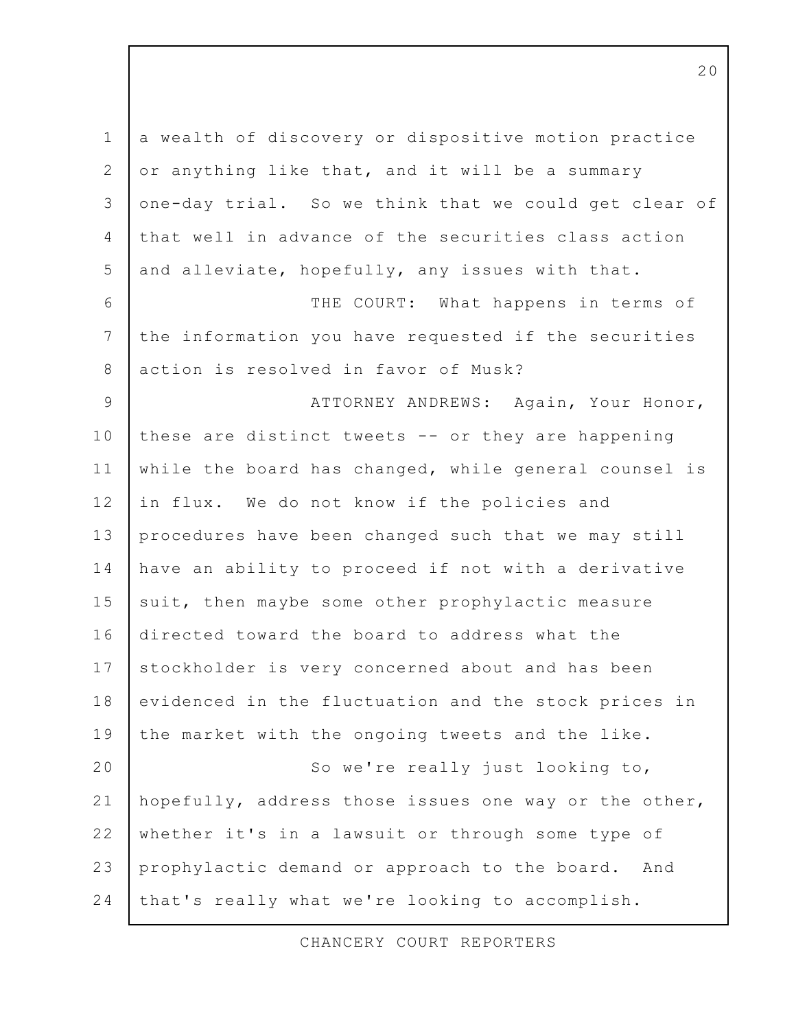a wealth of discovery or dispositive motion practice or anything like that, and it will be a summary one-day trial. So we think that we could get clear of that well in advance of the securities class action and alleviate, hopefully, any issues with that.

THE COURT: What happens in terms of the information you have requested if the securities action is resolved in favor of Musk?

ATTORNEY ANDREWS: Again, Your Honor, these are distinct tweets -- or they are happening while the board has changed, while general counsel is in flux. We do not know if the policies and procedures have been changed such that we may still have an ability to proceed if not with a derivative suit, then maybe some other prophylactic measure directed toward the board to address what the stockholder is very concerned about and has been evidenced in the fluctuation and the stock prices in the market with the ongoing tweets and the like.

So we're really just looking to, hopefully, address those issues one way or the other, whether it's in a lawsuit or through some type of prophylactic demand or approach to the board. And that's really what we're looking to accomplish.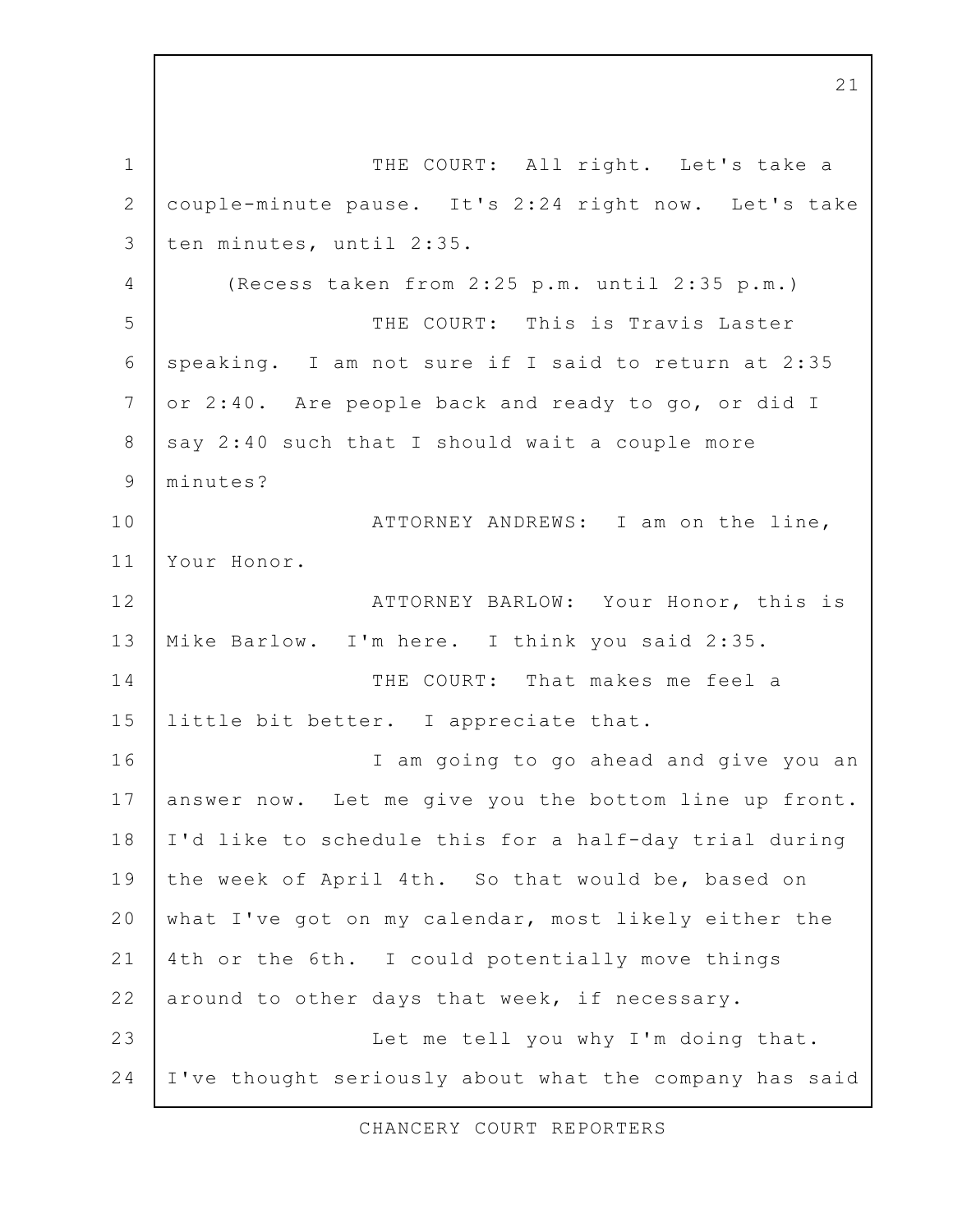THE COURT: All right. Let's take a couple-minute pause. It's 2:24 right now. Let's take ten minutes, until 2:35.

(Recess taken from 2:25 p.m. until 2:35 p.m.)

THE COURT: This is Travis Laster speaking. I am not sure if I said to return at 2:35 or 2:40. Are people back and ready to go, or did I say 2:40 such that I should wait a couple more minutes?

ATTORNEY ANDREWS: I am on the line, Your Honor.

ATTORNEY BARLOW: Your Honor, this is Mike Barlow. I'm here. I think you said 2:35.

THE COURT: That makes me feel a little bit better. I appreciate that.

I am going to go ahead and give you an answer now. Let me give you the bottom line up front. I'd like to schedule this for a half-day trial during the week of April 4th. So that would be, based on what I've got on my calendar, most likely either the 4th or the 6th. I could potentially move things around to other days that week, if necessary.

Let me tell you why I'm doing that. I've thought seriously about what the company has said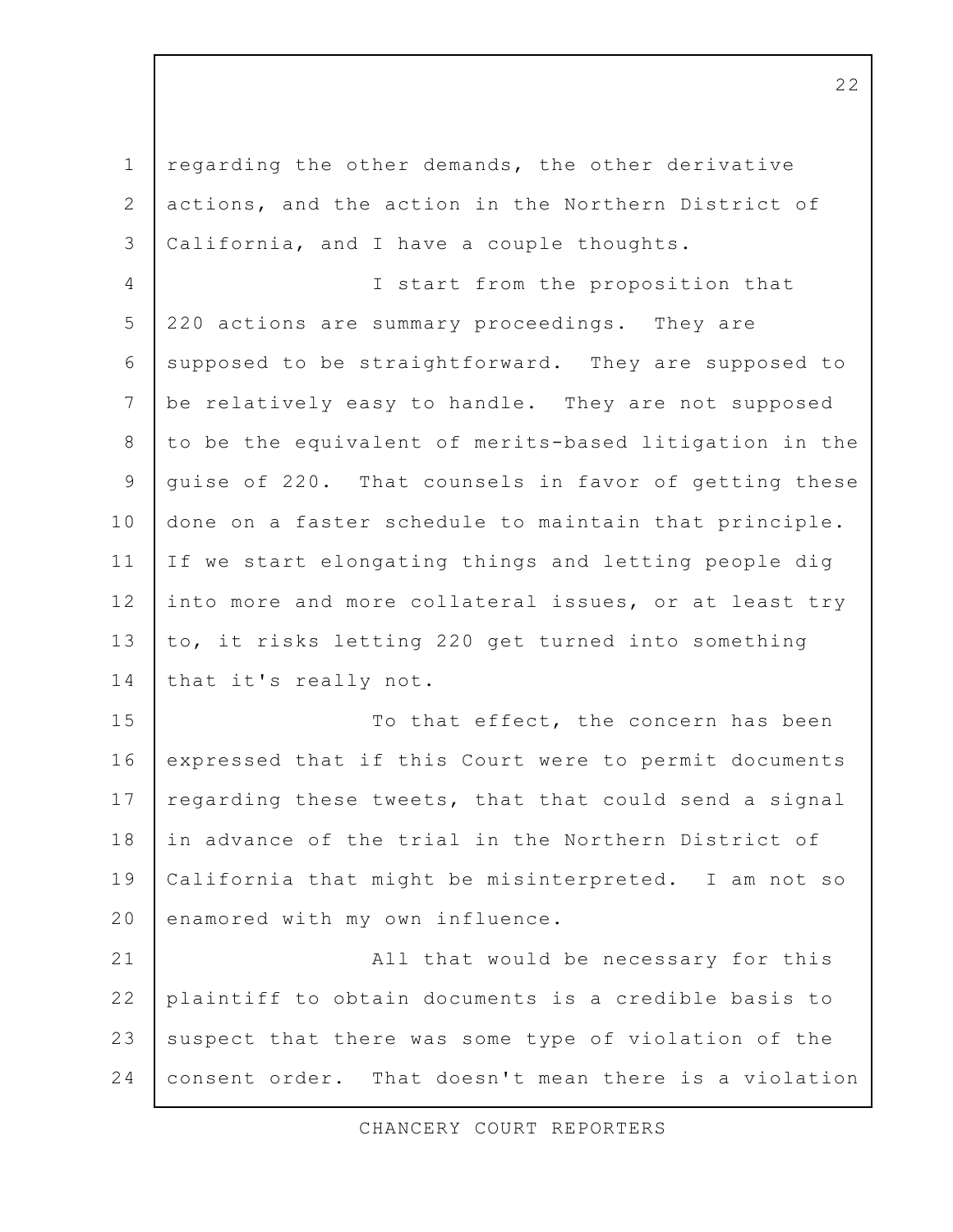regarding the other demands, the other derivative actions, and the action in the Northern District of California, and I have a couple thoughts.

I start from the proposition that 220 actions are summary proceedings. They are supposed to be straightforward. They are supposed to be relatively easy to handle. They are not supposed to be the equivalent of merits-based litigation in the guise of 220. That counsels in favor of getting these done on a faster schedule to maintain that principle. If we start elongating things and letting people dig into more and more collateral issues, or at least try to, it risks letting 220 get turned into something that it's really not.

To that effect, the concern has been expressed that if this Court were to permit documents regarding these tweets, that that could send a signal in advance of the trial in the Northern District of California that might be misinterpreted. I am not so enamored with my own influence.

All that would be necessary for this plaintiff to obtain documents is a credible basis to suspect that there was some type of violation of the consent order. That doesn't mean there is a violation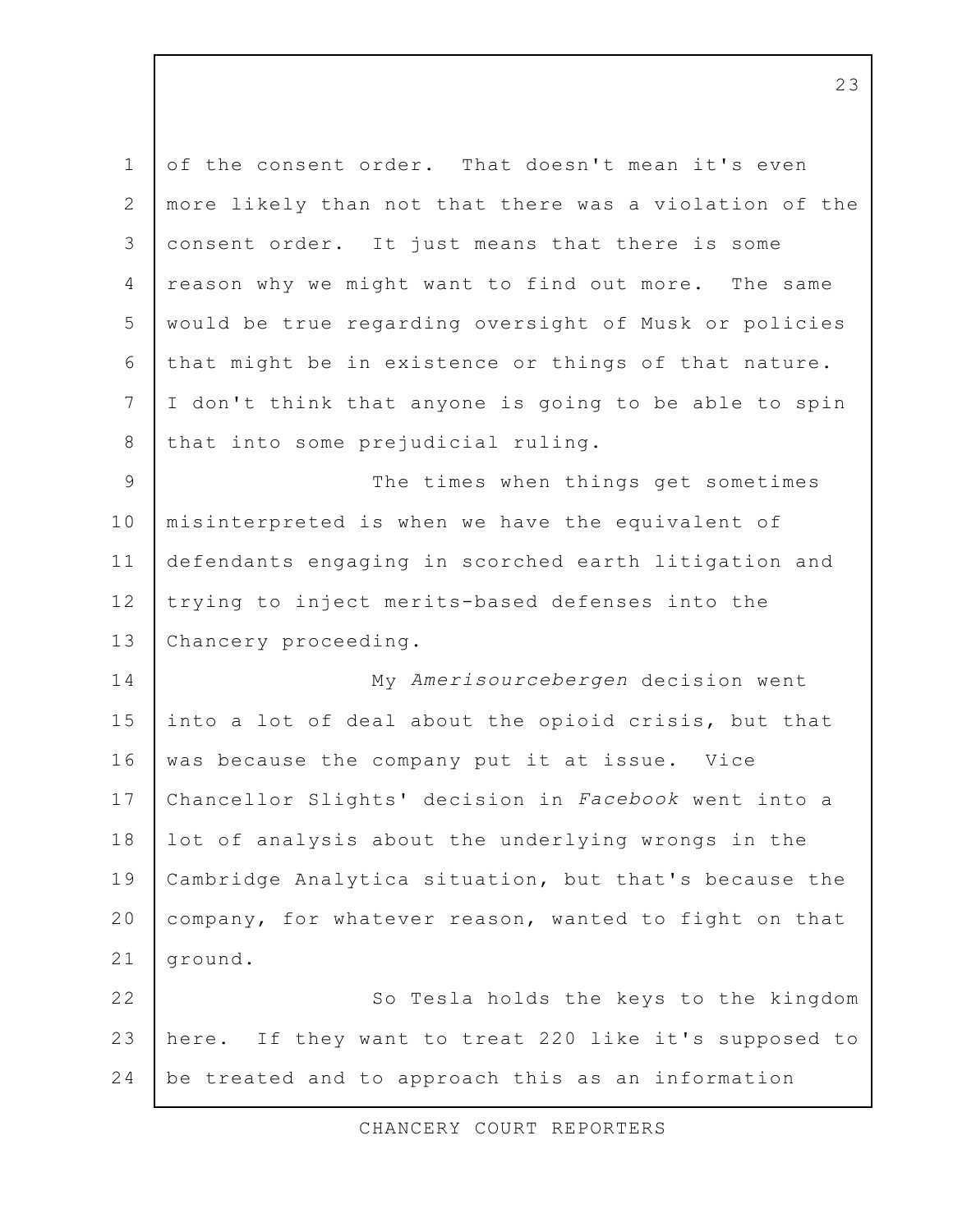of the consent order. That doesn't mean it's even more likely than not that there was a violation of the consent order. It just means that there is some reason why we might want to find out more. The same would be true regarding oversight of Musk or policies that might be in existence or things of that nature. I don't think that anyone is going to be able to spin that into some prejudicial ruling.

The times when things get sometimes misinterpreted is when we have the equivalent of defendants engaging in scorched earth litigation and trying to inject merits-based defenses into the Chancery proceeding.

My *Amerisourcebergen* decision went into a lot of deal about the opioid crisis, but that was because the company put it at issue. Vice Chancellor Slights' decision in *Facebook* went into a lot of analysis about the underlying wrongs in the Cambridge Analytica situation, but that's because the company, for whatever reason, wanted to fight on that ground.

So Tesla holds the keys to the kingdom here. If they want to treat 220 like it's supposed to be treated and to approach this as an information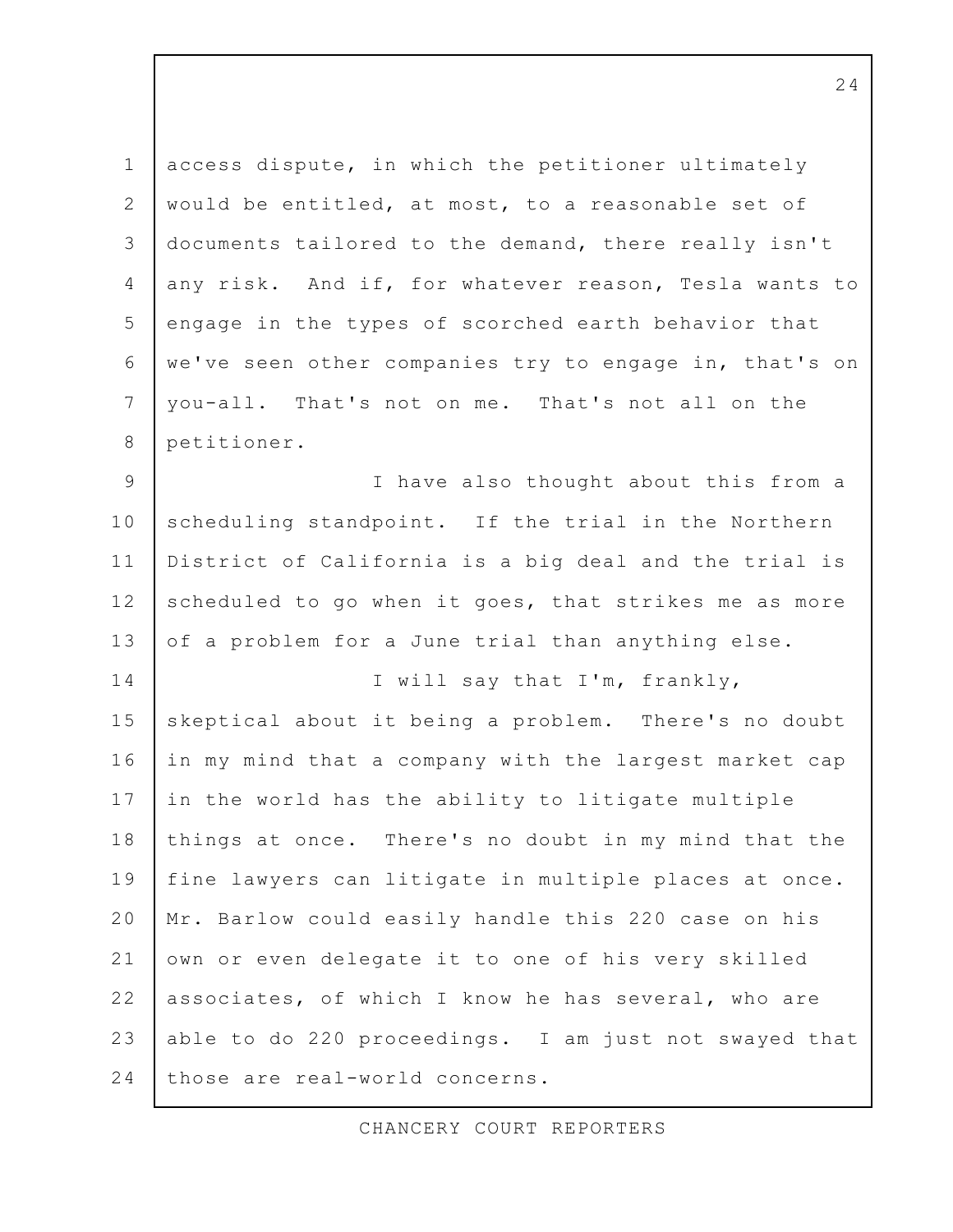access dispute, in which the petitioner ultimately would be entitled, at most, to a reasonable set of documents tailored to the demand, there really isn't any risk. And if, for whatever reason, Tesla wants to engage in the types of scorched earth behavior that we've seen other companies try to engage in, that's on you-all. That's not on me. That's not all on the petitioner.

I have also thought about this from a scheduling standpoint. If the trial in the Northern District of California is a big deal and the trial is scheduled to go when it goes, that strikes me as more of a problem for a June trial than anything else.

I will say that I'm, frankly, skeptical about it being a problem. There's no doubt in my mind that a company with the largest market cap in the world has the ability to litigate multiple things at once. There's no doubt in my mind that the fine lawyers can litigate in multiple places at once. Mr. Barlow could easily handle this 220 case on his own or even delegate it to one of his very skilled associates, of which I know he has several, who are able to do 220 proceedings. I am just not swayed that those are real-world concerns.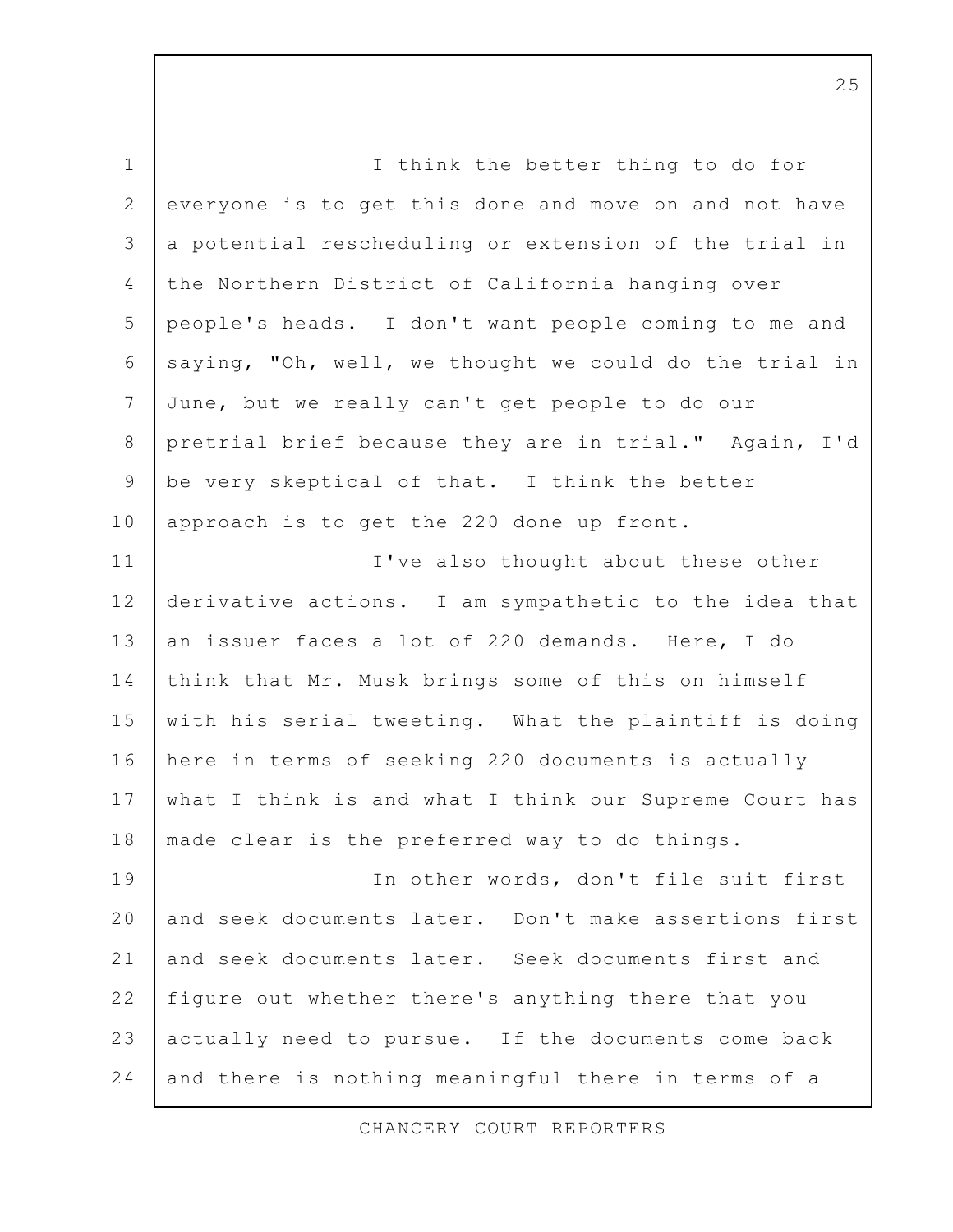I think the better thing to do for everyone is to get this done and move on and not have a potential rescheduling or extension of the trial in the Northern District of California hanging over people's heads. I don't want people coming to me and saying, "Oh, well, we thought we could do the trial in June, but we really can't get people to do our pretrial brief because they are in trial." Again, I'd be very skeptical of that. I think the better approach is to get the 220 done up front.

I've also thought about these other derivative actions. I am sympathetic to the idea that an issuer faces a lot of 220 demands. Here, I do think that Mr. Musk brings some of this on himself with his serial tweeting. What the plaintiff is doing here in terms of seeking 220 documents is actually what I think is and what I think our Supreme Court has made clear is the preferred way to do things.

In other words, don't file suit first and seek documents later. Don't make assertions first and seek documents later. Seek documents first and figure out whether there's anything there that you actually need to pursue. If the documents come back and there is nothing meaningful there in terms of a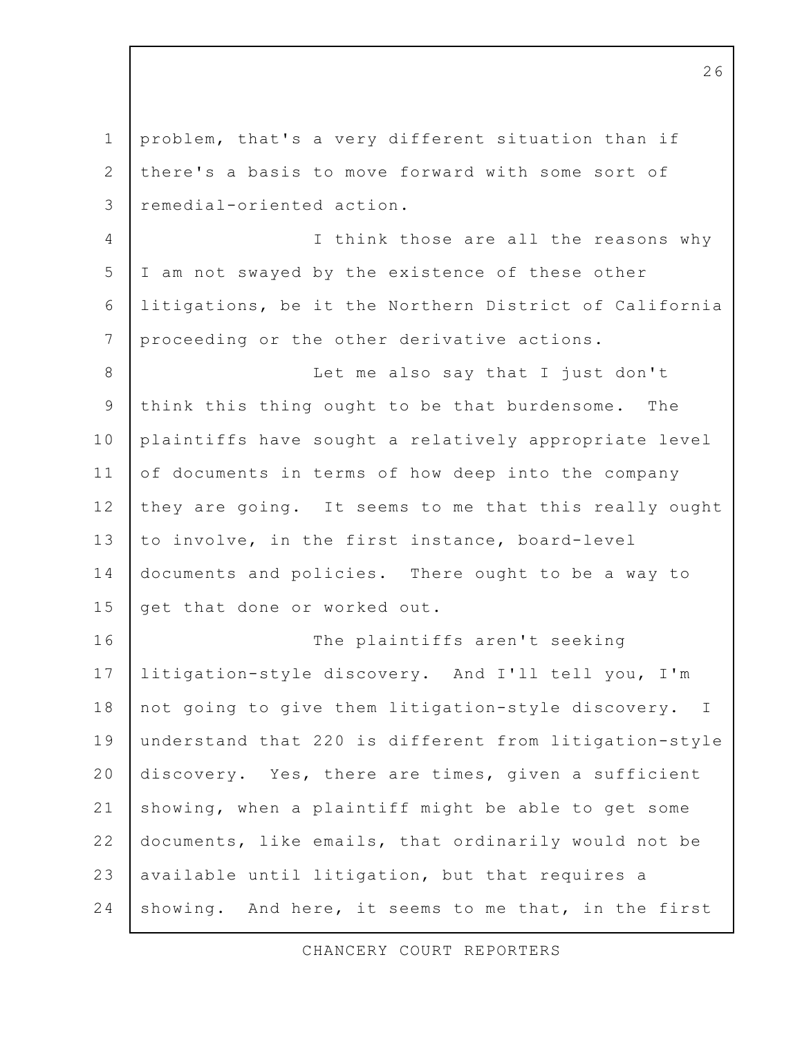problem, that's a very different situation than if there's a basis to move forward with some sort of remedial-oriented action.

I think those are all the reasons why I am not swayed by the existence of these other litigations, be it the Northern District of California proceeding or the other derivative actions.

Let me also say that I just don't think this thing ought to be that burdensome. The plaintiffs have sought a relatively appropriate level of documents in terms of how deep into the company they are going. It seems to me that this really ought to involve, in the first instance, board-level documents and policies. There ought to be a way to get that done or worked out.

The plaintiffs aren't seeking litigation-style discovery. And I'll tell you, I'm not going to give them litigation-style discovery. I understand that 220 is different from litigation-style discovery. Yes, there are times, given a sufficient showing, when a plaintiff might be able to get some documents, like emails, that ordinarily would not be available until litigation, but that requires a showing. And here, it seems to me that, in the first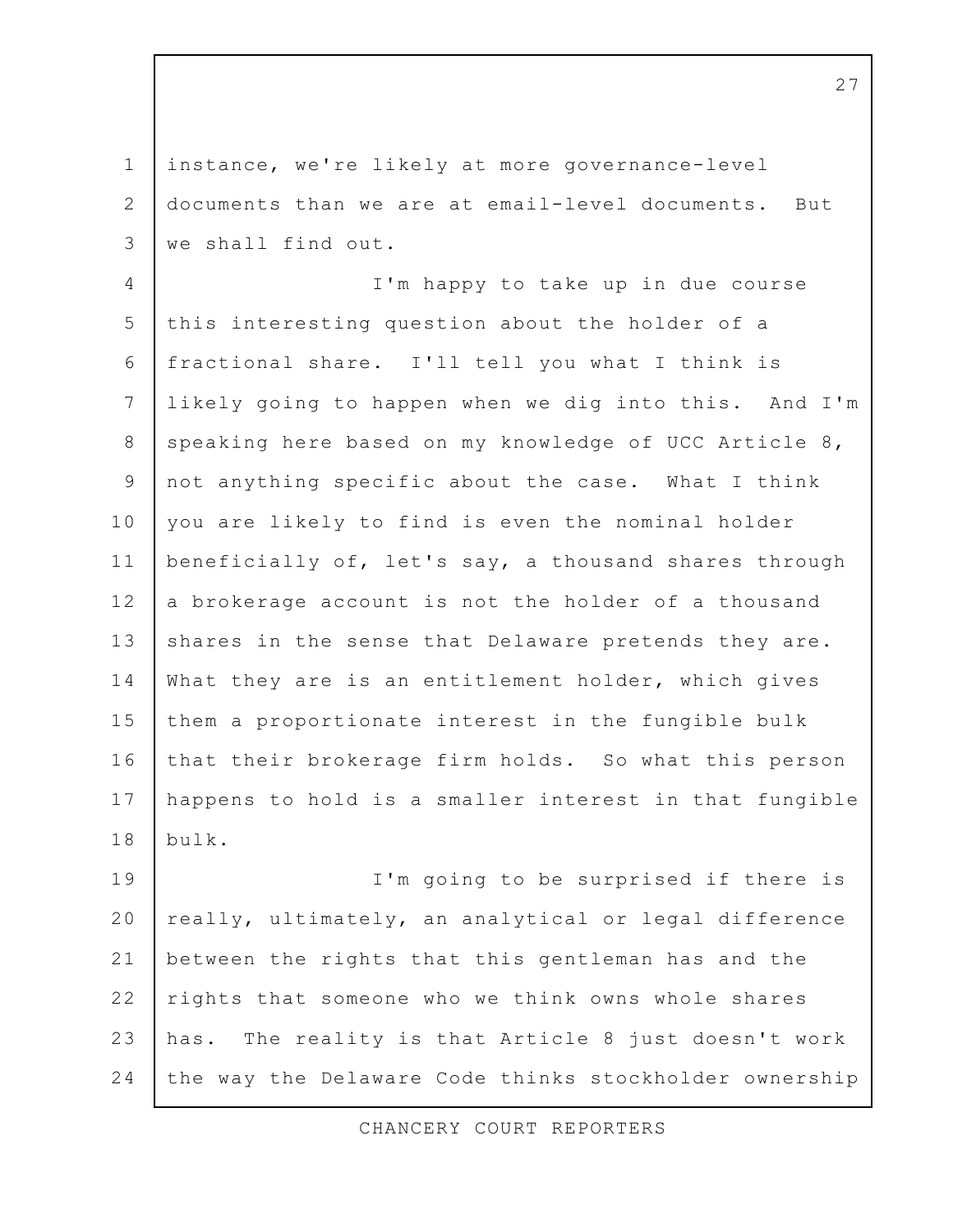instance, we're likely at more governance-level documents than we are at email-level documents. But we shall find out.

I'm happy to take up in due course this interesting question about the holder of a fractional share. I'll tell you what I think is likely going to happen when we dig into this. And I'm speaking here based on my knowledge of UCC Article 8, not anything specific about the case. What I think you are likely to find is even the nominal holder beneficially of, let's say, a thousand shares through a brokerage account is not the holder of a thousand shares in the sense that Delaware pretends they are. What they are is an entitlement holder, which gives them a proportionate interest in the fungible bulk that their brokerage firm holds. So what this person happens to hold is a smaller interest in that fungible bulk.

I'm going to be surprised if there is really, ultimately, an analytical or legal difference between the rights that this gentleman has and the rights that someone who we think owns whole shares has. The reality is that Article 8 just doesn't work the way the Delaware Code thinks stockholder ownership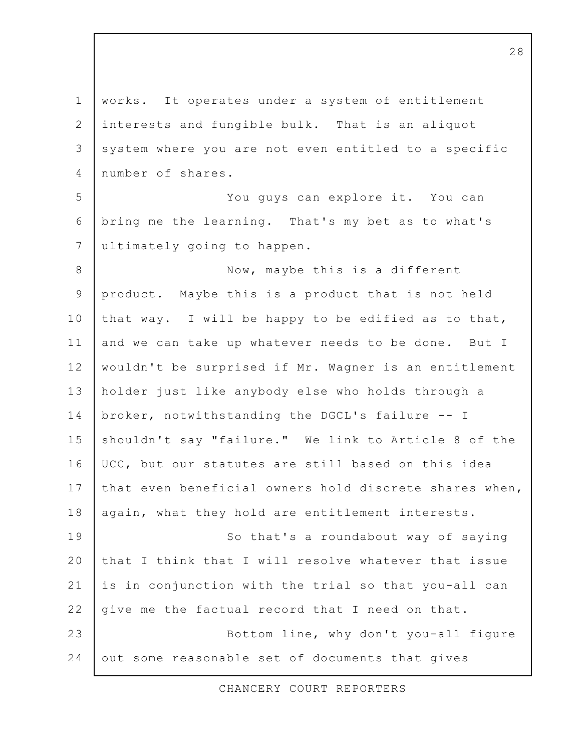works. It operates under a system of entitlement interests and fungible bulk. That is an aliquot system where you are not even entitled to a specific number of shares.

You guys can explore it. You can bring me the learning. That's my bet as to what's ultimately going to happen.

Now, maybe this is a different product. Maybe this is a product that is not held that way. I will be happy to be edified as to that, and we can take up whatever needs to be done. But I wouldn't be surprised if Mr. Wagner is an entitlement holder just like anybody else who holds through a broker, notwithstanding the DGCL's failure -- I shouldn't say "failure." We link to Article 8 of the UCC, but our statutes are still based on this idea that even beneficial owners hold discrete shares when, again, what they hold are entitlement interests.

So that's a roundabout way of saying that I think that I will resolve whatever that issue is in conjunction with the trial so that you-all can give me the factual record that I need on that.

Bottom line, why don't you-all figure out some reasonable set of documents that gives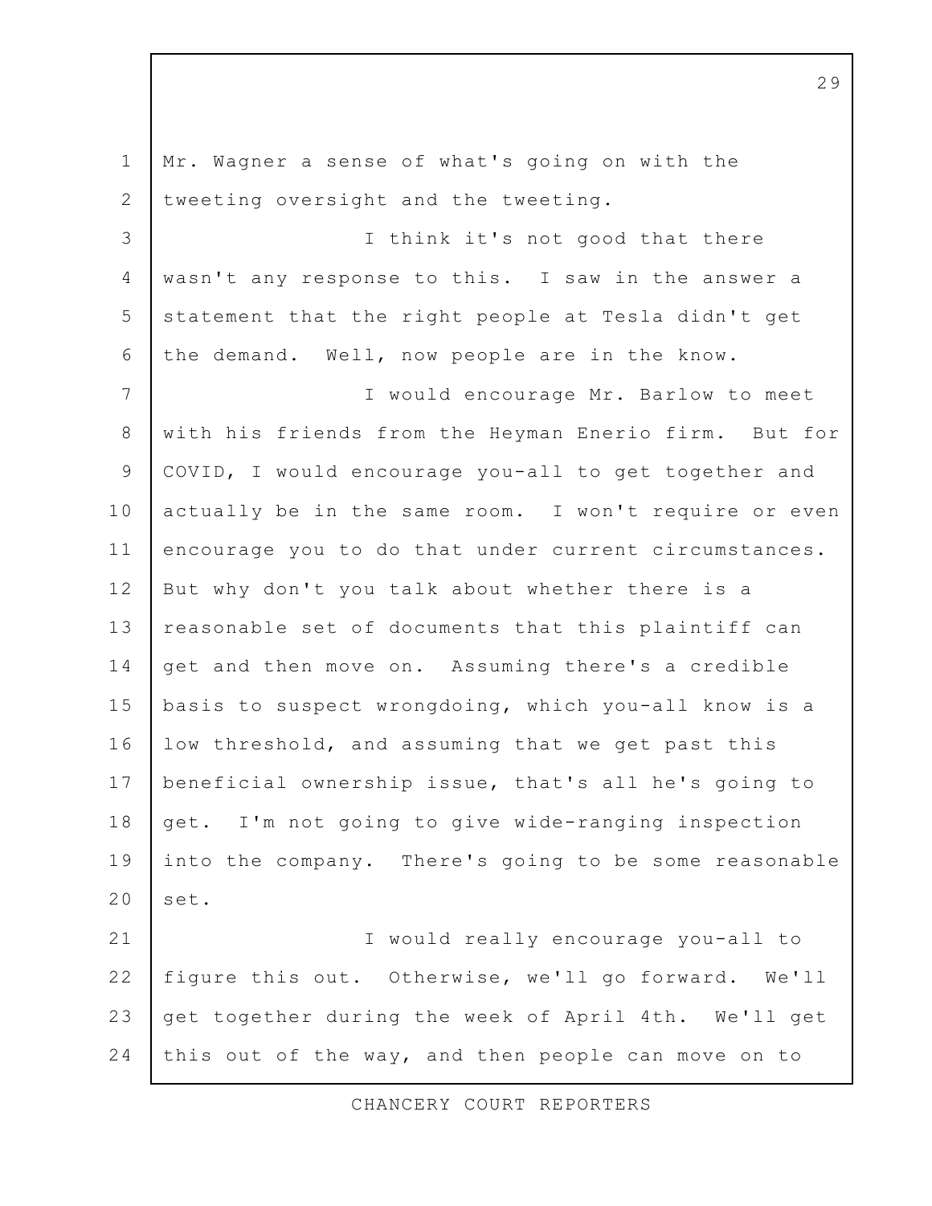Mr. Wagner a sense of what's going on with the tweeting oversight and the tweeting.

I think it's not good that there wasn't any response to this. I saw in the answer a statement that the right people at Tesla didn't get the demand. Well, now people are in the know.

I would encourage Mr. Barlow to meet with his friends from the Heyman Enerio firm. But for COVID, I would encourage you-all to get together and actually be in the same room. I won't require or even encourage you to do that under current circumstances. But why don't you talk about whether there is a reasonable set of documents that this plaintiff can get and then move on. Assuming there's a credible basis to suspect wrongdoing, which you-all know is a low threshold, and assuming that we get past this beneficial ownership issue, that's all he's going to get. I'm not going to give wide-ranging inspection into the company. There's going to be some reasonable set.

I would really encourage you-all to figure this out. Otherwise, we'll go forward. We'll get together during the week of April 4th. We'll get this out of the way, and then people can move on to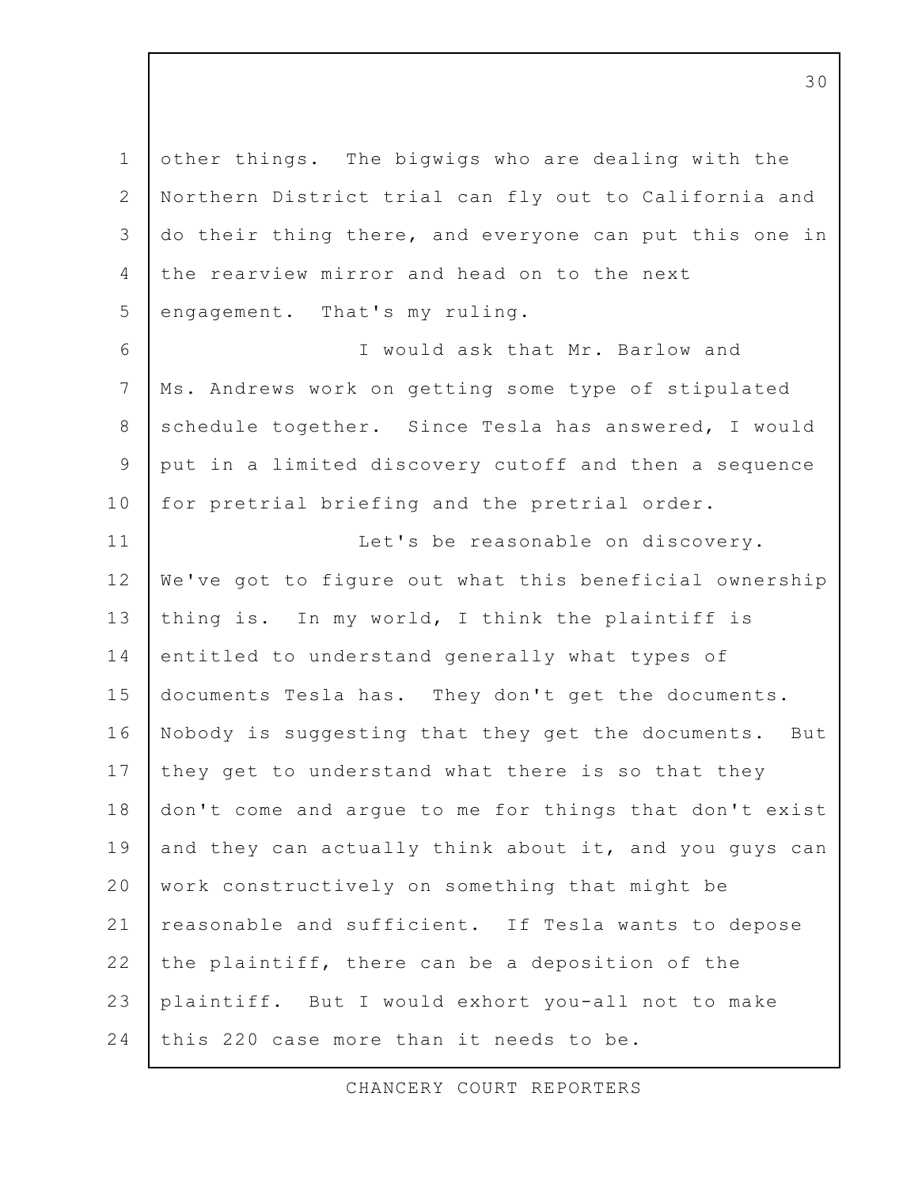other things. The bigwigs who are dealing with the Northern District trial can fly out to California and do their thing there, and everyone can put this one in the rearview mirror and head on to the next engagement. That's my ruling.

I would ask that Mr. Barlow and Ms. Andrews work on getting some type of stipulated schedule together. Since Tesla has answered, I would put in a limited discovery cutoff and then a sequence for pretrial briefing and the pretrial order.

Let's be reasonable on discovery. We've got to figure out what this beneficial ownership thing is. In my world, I think the plaintiff is entitled to understand generally what types of documents Tesla has. They don't get the documents. Nobody is suggesting that they get the documents. But they get to understand what there is so that they don't come and argue to me for things that don't exist and they can actually think about it, and you guys can work constructively on something that might be reasonable and sufficient. If Tesla wants to depose the plaintiff, there can be a deposition of the plaintiff. But I would exhort you-all not to make this 220 case more than it needs to be.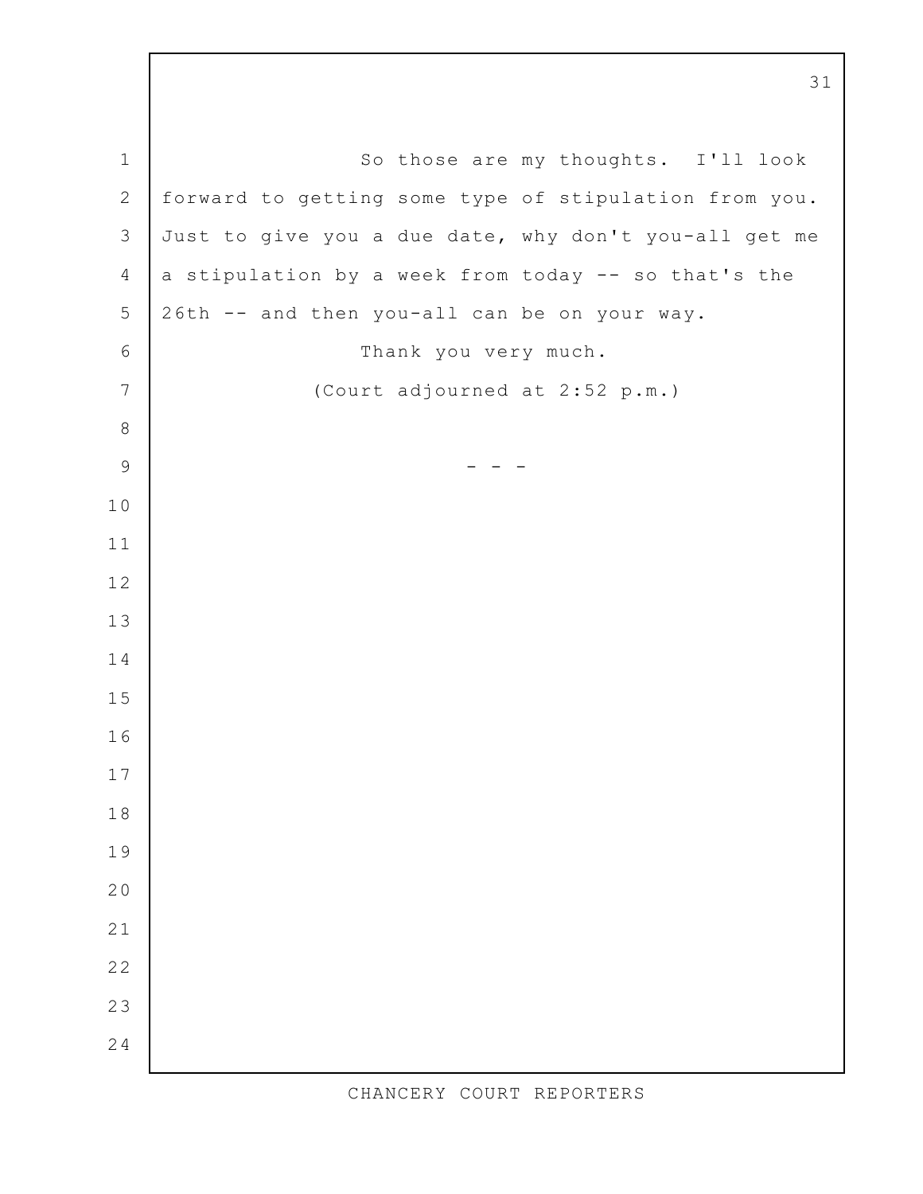So those are my thoughts. I'll look forward to getting some type of stipulation from you. Just to give you a due date, why don't you-all get me a stipulation by a week from today -- so that's the 26th -- and then you-all can be on your way.

Thank you very much.

(Court adjourned at 2:52 p.m.)

- - -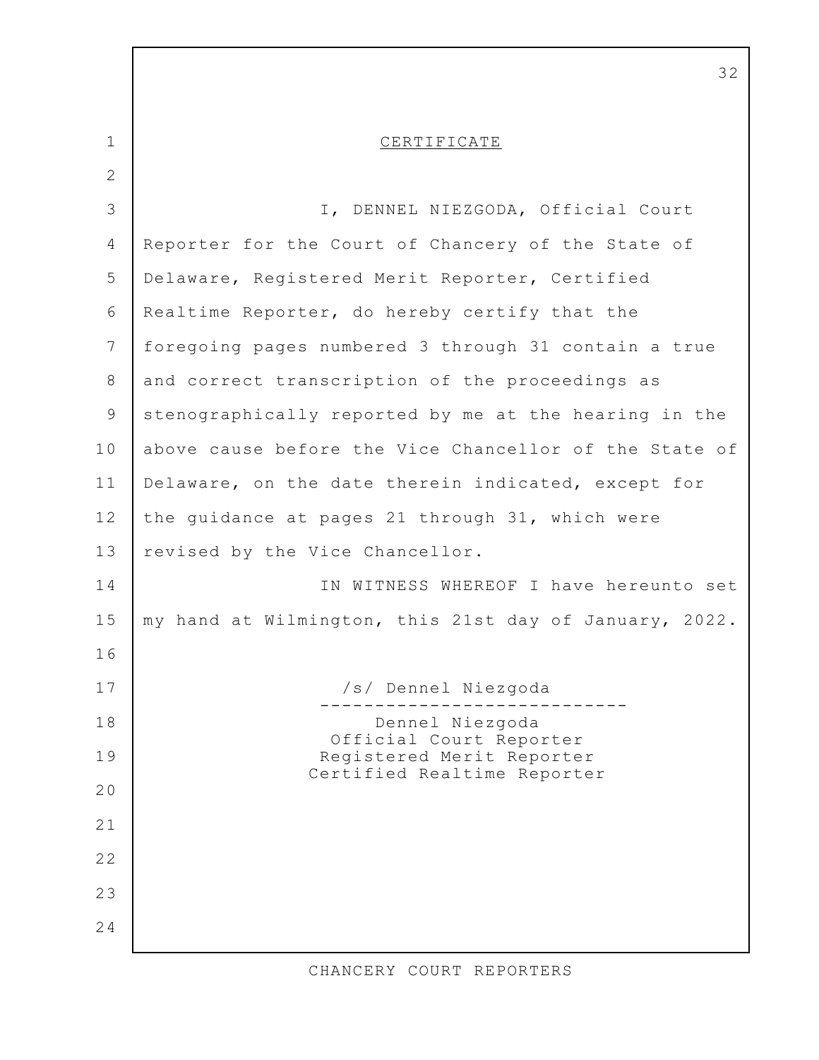CERTIFICATE

I, DENNEL NIEZGODA, Official Court Reporter for the Court of Chancery of the State of Delaware, Registered Merit Reporter, Certified Realtime Reporter, do hereby certify that the foregoing pages numbered 3 through 31 contain a true and correct transcription of the proceedings as stenographically reported by me at the hearing in the above cause before the Vice Chancellor of the State of Delaware, on the date therein indicated, except for the guidance at pages 21 through 31, which were revised by the Vice Chancellor.

IN WITNESS WHEREOF I have hereunto set my hand at Wilmington, this 21st day of January, 2022.

/s/ Dennel Niezgoda

----------------------------

Dennel Niezgoda
Official Court Reporter
Registered Merit Reporter
Certified Realtime Reporter